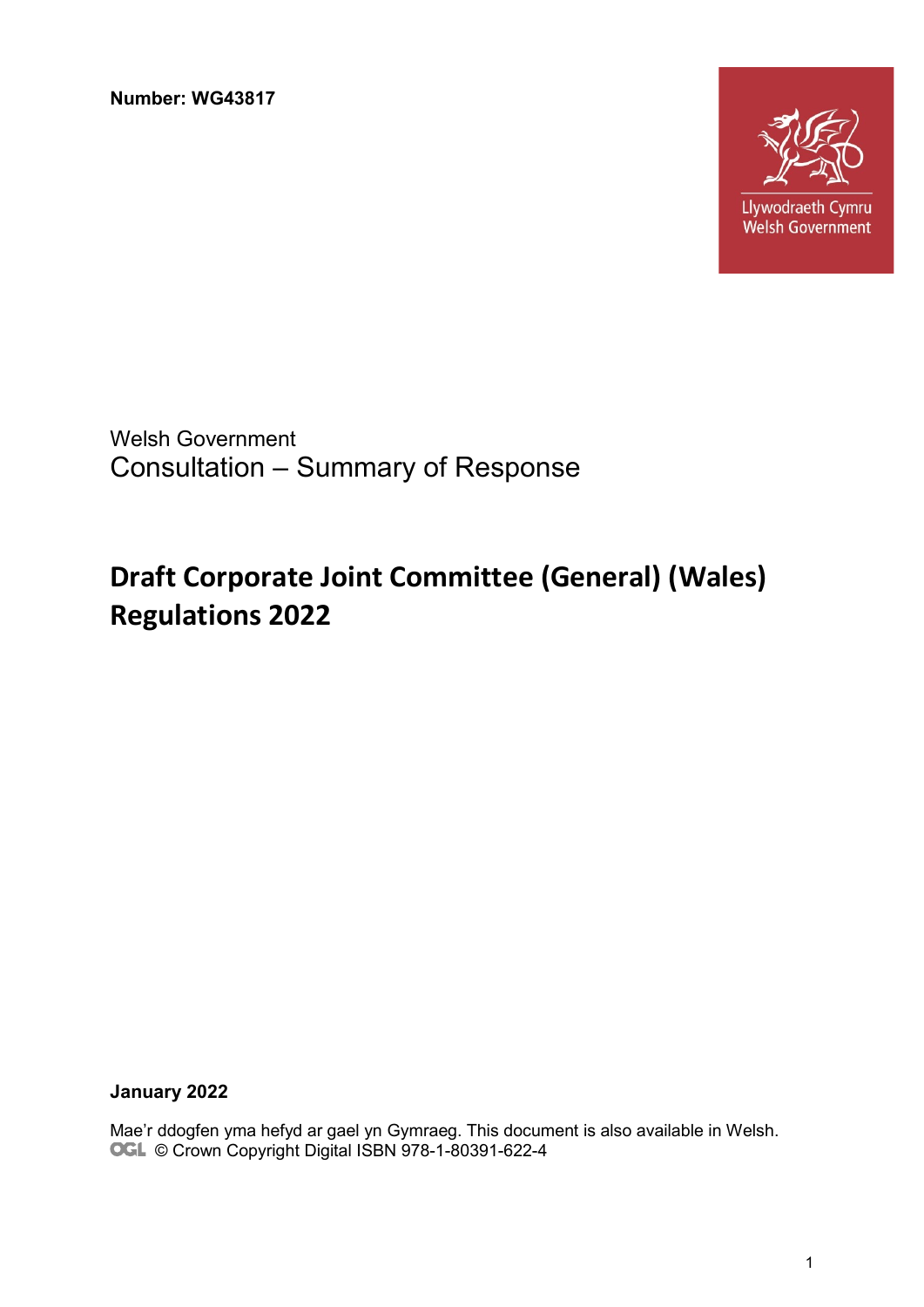**Number: WG43817**

Llywodraeth Cymru
Welsh Government

Welsh Government
Consultation – Summary of Response

# Draft Corporate Joint Committee (General) (Wales) Regulations 2022

**January 2022**

Mae'r ddogfen yma hefyd ar gael yn Gymraeg. This document is also available in Welsh.
OGL © Crown Copyright Digital ISBN 978-1-80391-622-4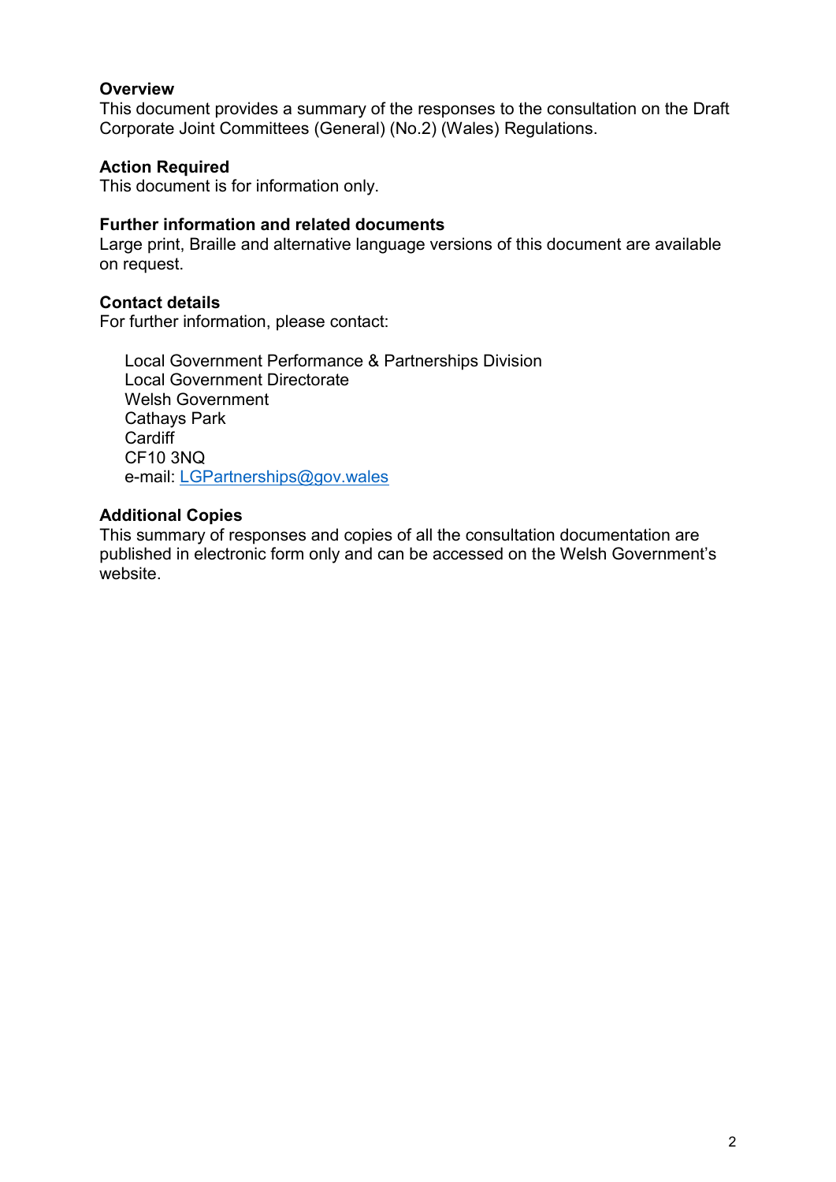**Overview**
This document provides a summary of the responses to the consultation on the Draft Corporate Joint Committees (General) (No.2) (Wales) Regulations.

**Action Required**
This document is for information only.

**Further information and related documents**
Large print, Braille and alternative language versions of this document are available on request.

**Contact details**
For further information, please contact:

Local Government Performance & Partnerships Division
Local Government Directorate
Welsh Government
Cathays Park
Cardiff
CF10 3NQ
e-mail: LGPartnerships@gov.wales

**Additional Copies**
This summary of responses and copies of all the consultation documentation are published in electronic form only and can be accessed on the Welsh Government's website.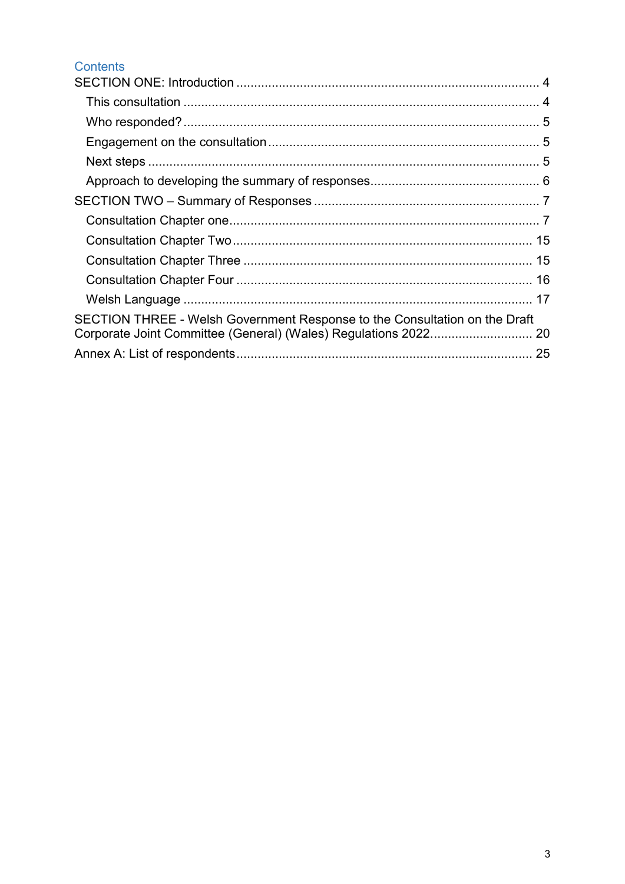# Contents

- SECTION ONE: Introduction ..... 4
  - This consultation ..... 4
  - Who responded? ..... 5
  - Engagement on the consultation ..... 5
  - Next steps ..... 5
  - Approach to developing the summary of responses ..... 6
- SECTION TWO – Summary of Responses ..... 7
  - Consultation Chapter one ..... 7
  - Consultation Chapter Two ..... 15
  - Consultation Chapter Three ..... 15
  - Consultation Chapter Four ..... 16
  - Welsh Language ..... 17
- SECTION THREE - Welsh Government Response to the Consultation on the Draft Corporate Joint Committee (General) (Wales) Regulations 2022 ..... 20
- Annex A: List of respondents ..... 25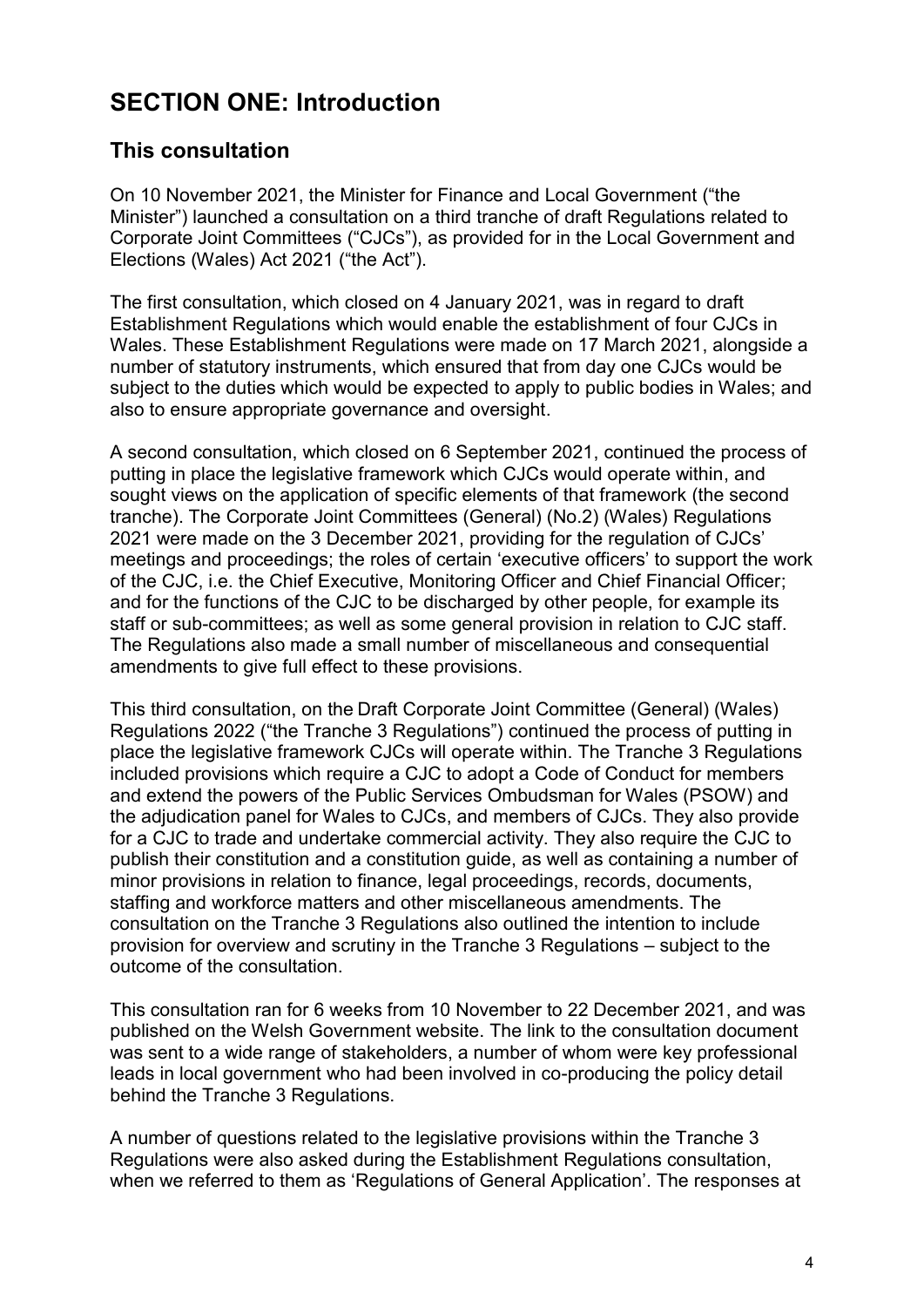# SECTION ONE: Introduction

## This consultation

On 10 November 2021, the Minister for Finance and Local Government ("the Minister") launched a consultation on a third tranche of draft Regulations related to Corporate Joint Committees ("CJCs"), as provided for in the Local Government and Elections (Wales) Act 2021 ("the Act").

The first consultation, which closed on 4 January 2021, was in regard to draft Establishment Regulations which would enable the establishment of four CJCs in Wales. These Establishment Regulations were made on 17 March 2021, alongside a number of statutory instruments, which ensured that from day one CJCs would be subject to the duties which would be expected to apply to public bodies in Wales; and also to ensure appropriate governance and oversight.

A second consultation, which closed on 6 September 2021, continued the process of putting in place the legislative framework which CJCs would operate within, and sought views on the application of specific elements of that framework (the second tranche). The Corporate Joint Committees (General) (No.2) (Wales) Regulations 2021 were made on the 3 December 2021, providing for the regulation of CJCs' meetings and proceedings; the roles of certain 'executive officers' to support the work of the CJC, i.e. the Chief Executive, Monitoring Officer and Chief Financial Officer; and for the functions of the CJC to be discharged by other people, for example its staff or sub-committees; as well as some general provision in relation to CJC staff. The Regulations also made a small number of miscellaneous and consequential amendments to give full effect to these provisions.

This third consultation, on the Draft Corporate Joint Committee (General) (Wales) Regulations 2022 ("the Tranche 3 Regulations") continued the process of putting in place the legislative framework CJCs will operate within. The Tranche 3 Regulations included provisions which require a CJC to adopt a Code of Conduct for members and extend the powers of the Public Services Ombudsman for Wales (PSOW) and the adjudication panel for Wales to CJCs, and members of CJCs. They also provide for a CJC to trade and undertake commercial activity. They also require the CJC to publish their constitution and a constitution guide, as well as containing a number of minor provisions in relation to finance, legal proceedings, records, documents, staffing and workforce matters and other miscellaneous amendments. The consultation on the Tranche 3 Regulations also outlined the intention to include provision for overview and scrutiny in the Tranche 3 Regulations – subject to the outcome of the consultation.

This consultation ran for 6 weeks from 10 November to 22 December 2021, and was published on the Welsh Government website. The link to the consultation document was sent to a wide range of stakeholders, a number of whom were key professional leads in local government who had been involved in co-producing the policy detail behind the Tranche 3 Regulations.

A number of questions related to the legislative provisions within the Tranche 3 Regulations were also asked during the Establishment Regulations consultation, when we referred to them as 'Regulations of General Application'. The responses at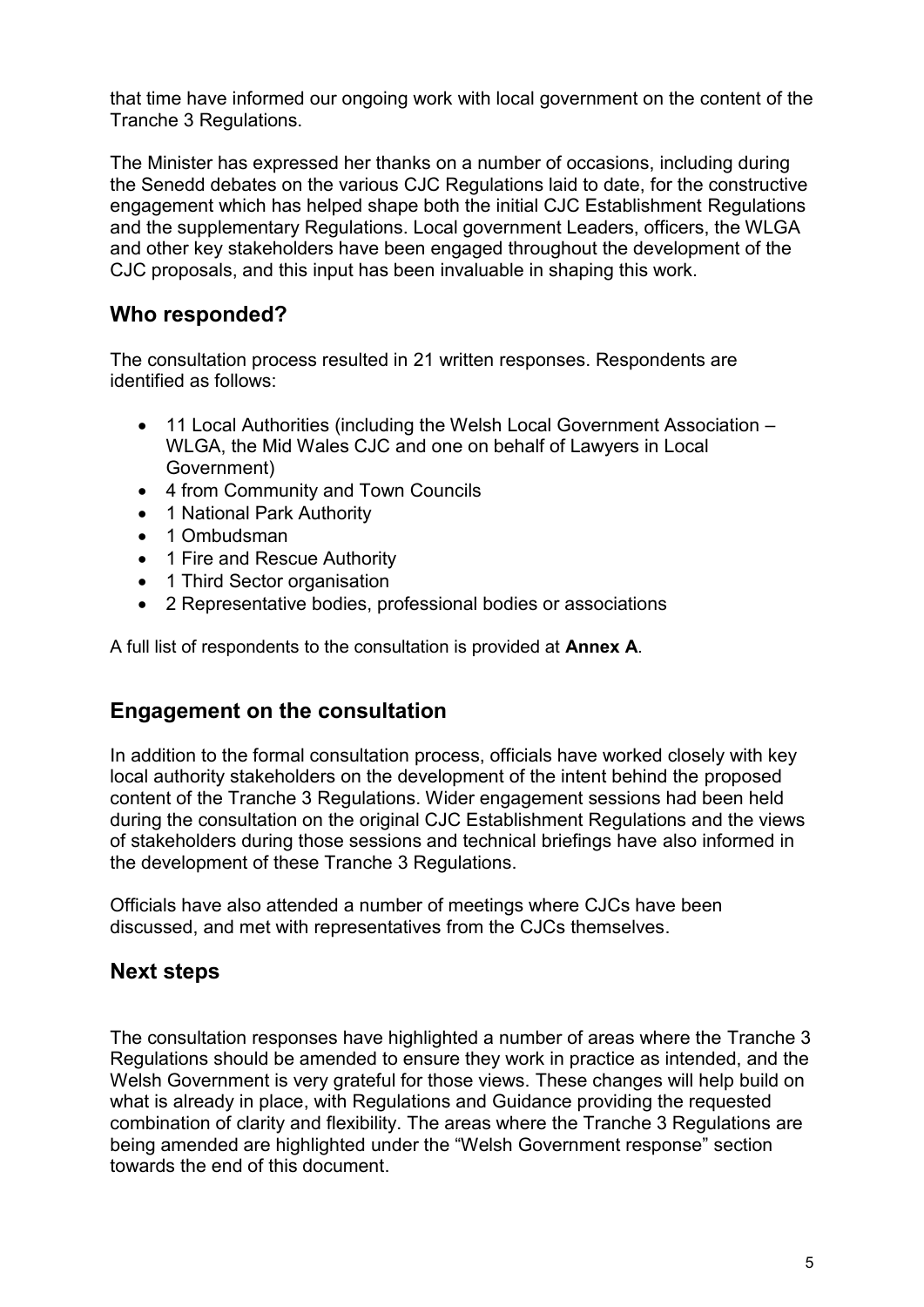that time have informed our ongoing work with local government on the content of the Tranche 3 Regulations.

The Minister has expressed her thanks on a number of occasions, including during the Senedd debates on the various CJC Regulations laid to date, for the constructive engagement which has helped shape both the initial CJC Establishment Regulations and the supplementary Regulations. Local government Leaders, officers, the WLGA and other key stakeholders have been engaged throughout the development of the CJC proposals, and this input has been invaluable in shaping this work.

## Who responded?

The consultation process resulted in 21 written responses. Respondents are identified as follows:

- 11 Local Authorities (including the Welsh Local Government Association – WLGA, the Mid Wales CJC and one on behalf of Lawyers in Local Government)
- 4 from Community and Town Councils
- 1 National Park Authority
- 1 Ombudsman
- 1 Fire and Rescue Authority
- 1 Third Sector organisation
- 2 Representative bodies, professional bodies or associations

A full list of respondents to the consultation is provided at **Annex A**.

## Engagement on the consultation

In addition to the formal consultation process, officials have worked closely with key local authority stakeholders on the development of the intent behind the proposed content of the Tranche 3 Regulations. Wider engagement sessions had been held during the consultation on the original CJC Establishment Regulations and the views of stakeholders during those sessions and technical briefings have also informed in the development of these Tranche 3 Regulations.

Officials have also attended a number of meetings where CJCs have been discussed, and met with representatives from the CJCs themselves.

## Next steps

The consultation responses have highlighted a number of areas where the Tranche 3 Regulations should be amended to ensure they work in practice as intended, and the Welsh Government is very grateful for those views. These changes will help build on what is already in place, with Regulations and Guidance providing the requested combination of clarity and flexibility. The areas where the Tranche 3 Regulations are being amended are highlighted under the "Welsh Government response" section towards the end of this document.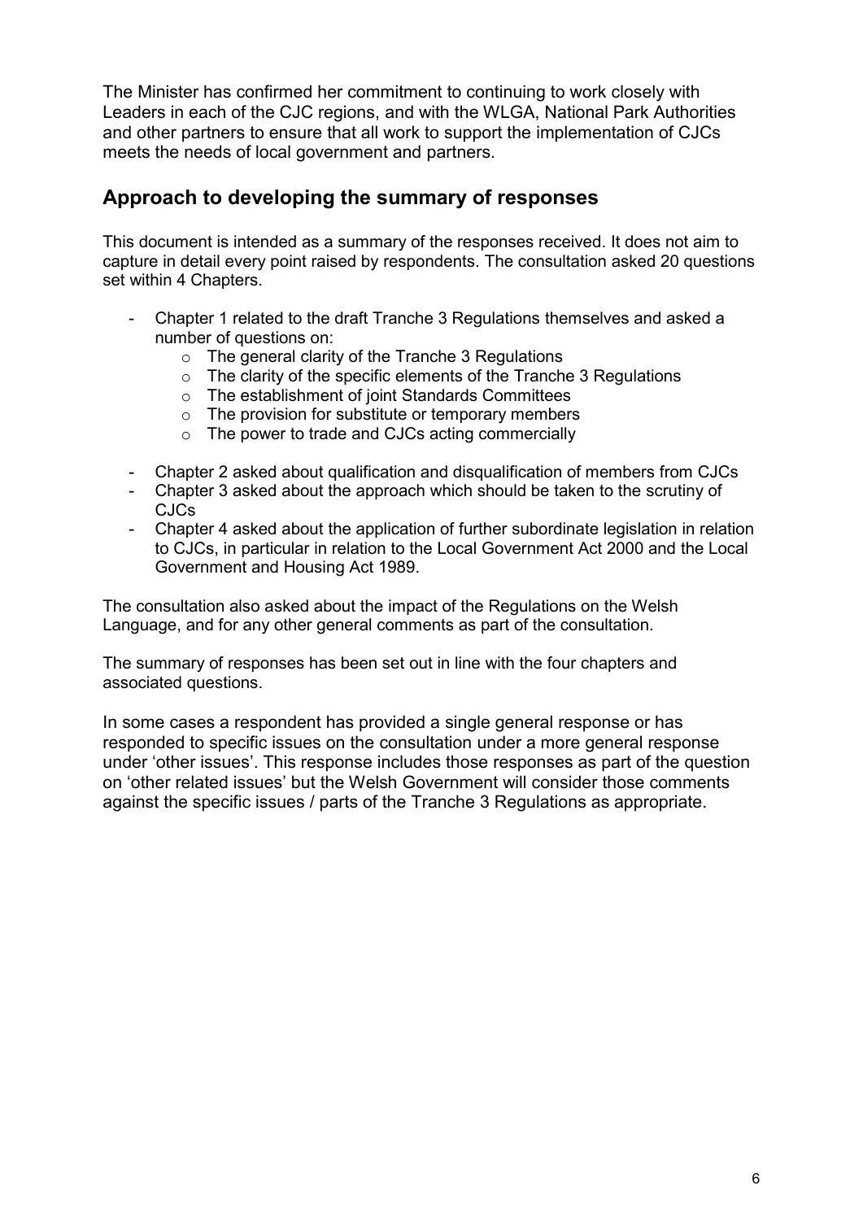The Minister has confirmed her commitment to continuing to work closely with Leaders in each of the CJC regions, and with the WLGA, National Park Authorities and other partners to ensure that all work to support the implementation of CJCs meets the needs of local government and partners.

## Approach to developing the summary of responses

This document is intended as a summary of the responses received. It does not aim to capture in detail every point raised by respondents. The consultation asked 20 questions set within 4 Chapters.

- Chapter 1 related to the draft Tranche 3 Regulations themselves and asked a number of questions on:
    - The general clarity of the Tranche 3 Regulations
    - The clarity of the specific elements of the Tranche 3 Regulations
    - The establishment of joint Standards Committees
    - The provision for substitute or temporary members
    - The power to trade and CJCs acting commercially
- Chapter 2 asked about qualification and disqualification of members from CJCs
- Chapter 3 asked about the approach which should be taken to the scrutiny of CJCs
- Chapter 4 asked about the application of further subordinate legislation in relation to CJCs, in particular in relation to the Local Government Act 2000 and the Local Government and Housing Act 1989.

The consultation also asked about the impact of the Regulations on the Welsh Language, and for any other general comments as part of the consultation.

The summary of responses has been set out in line with the four chapters and associated questions.

In some cases a respondent has provided a single general response or has responded to specific issues on the consultation under a more general response under 'other issues'. This response includes those responses as part of the question on 'other related issues' but the Welsh Government will consider those comments against the specific issues / parts of the Tranche 3 Regulations as appropriate.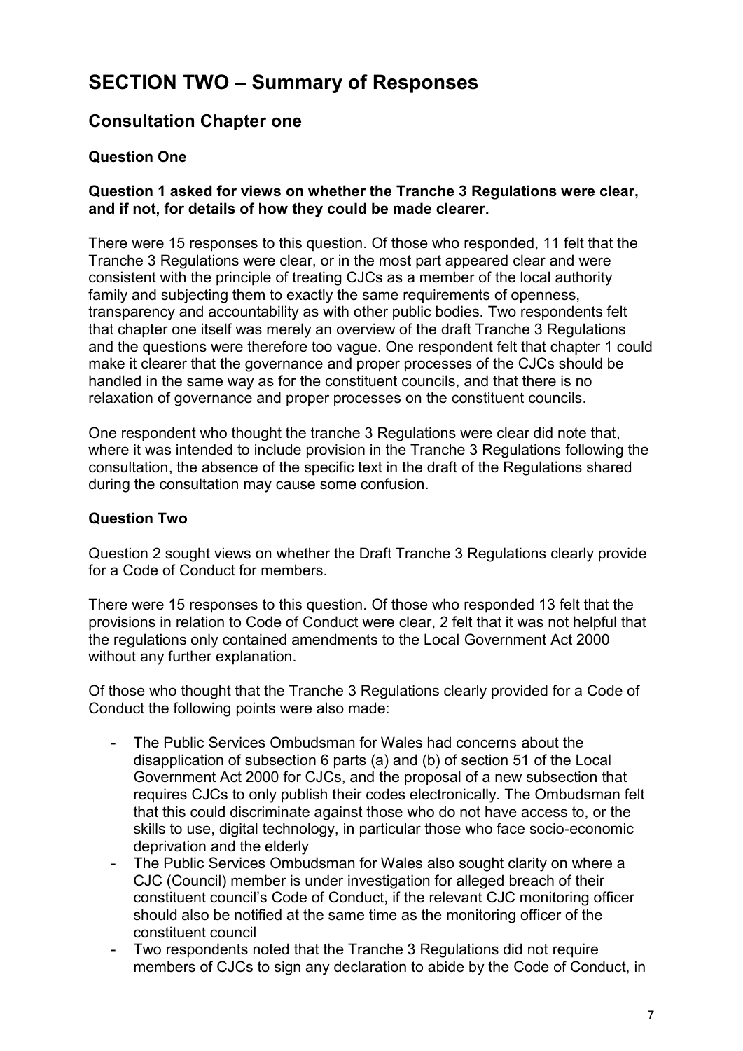# SECTION TWO – Summary of Responses

## Consultation Chapter one

### Question One

**Question 1 asked for views on whether the Tranche 3 Regulations were clear, and if not, for details of how they could be made clearer.**

There were 15 responses to this question. Of those who responded, 11 felt that the Tranche 3 Regulations were clear, or in the most part appeared clear and were consistent with the principle of treating CJCs as a member of the local authority family and subjecting them to exactly the same requirements of openness, transparency and accountability as with other public bodies. Two respondents felt that chapter one itself was merely an overview of the draft Tranche 3 Regulations and the questions were therefore too vague. One respondent felt that chapter 1 could make it clearer that the governance and proper processes of the CJCs should be handled in the same way as for the constituent councils, and that there is no relaxation of governance and proper processes on the constituent councils.

One respondent who thought the tranche 3 Regulations were clear did note that, where it was intended to include provision in the Tranche 3 Regulations following the consultation, the absence of the specific text in the draft of the Regulations shared during the consultation may cause some confusion.

### Question Two

Question 2 sought views on whether the Draft Tranche 3 Regulations clearly provide for a Code of Conduct for members.

There were 15 responses to this question. Of those who responded 13 felt that the provisions in relation to Code of Conduct were clear, 2 felt that it was not helpful that the regulations only contained amendments to the Local Government Act 2000 without any further explanation.

Of those who thought that the Tranche 3 Regulations clearly provided for a Code of Conduct the following points were also made:

- The Public Services Ombudsman for Wales had concerns about the disapplication of subsection 6 parts (a) and (b) of section 51 of the Local Government Act 2000 for CJCs, and the proposal of a new subsection that requires CJCs to only publish their codes electronically. The Ombudsman felt that this could discriminate against those who do not have access to, or the skills to use, digital technology, in particular those who face socio-economic deprivation and the elderly
- The Public Services Ombudsman for Wales also sought clarity on where a CJC (Council) member is under investigation for alleged breach of their constituent council's Code of Conduct, if the relevant CJC monitoring officer should also be notified at the same time as the monitoring officer of the constituent council
- Two respondents noted that the Tranche 3 Regulations did not require members of CJCs to sign any declaration to abide by the Code of Conduct, in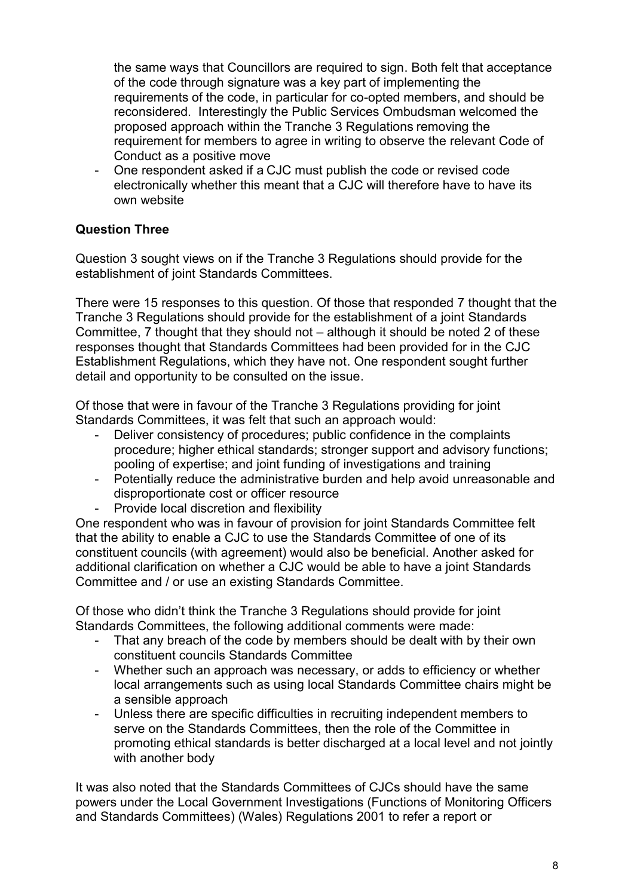the same ways that Councillors are required to sign. Both felt that acceptance of the code through signature was a key part of implementing the requirements of the code, in particular for co-opted members, and should be reconsidered. Interestingly the Public Services Ombudsman welcomed the proposed approach within the Tranche 3 Regulations removing the requirement for members to agree in writing to observe the relevant Code of Conduct as a positive move

- One respondent asked if a CJC must publish the code or revised code electronically whether this meant that a CJC will therefore have to have its own website

**Question Three**

Question 3 sought views on if the Tranche 3 Regulations should provide for the establishment of joint Standards Committees.

There were 15 responses to this question. Of those that responded 7 thought that the Tranche 3 Regulations should provide for the establishment of a joint Standards Committee, 7 thought that they should not – although it should be noted 2 of these responses thought that Standards Committees had been provided for in the CJC Establishment Regulations, which they have not. One respondent sought further detail and opportunity to be consulted on the issue.

Of those that were in favour of the Tranche 3 Regulations providing for joint Standards Committees, it was felt that such an approach would:

- Deliver consistency of procedures; public confidence in the complaints procedure; higher ethical standards; stronger support and advisory functions; pooling of expertise; and joint funding of investigations and training
- Potentially reduce the administrative burden and help avoid unreasonable and disproportionate cost or officer resource
- Provide local discretion and flexibility

One respondent who was in favour of provision for joint Standards Committee felt that the ability to enable a CJC to use the Standards Committee of one of its constituent councils (with agreement) would also be beneficial. Another asked for additional clarification on whether a CJC would be able to have a joint Standards Committee and / or use an existing Standards Committee.

Of those who didn't think the Tranche 3 Regulations should provide for joint Standards Committees, the following additional comments were made:

- That any breach of the code by members should be dealt with by their own constituent councils Standards Committee
- Whether such an approach was necessary, or adds to efficiency or whether local arrangements such as using local Standards Committee chairs might be a sensible approach
- Unless there are specific difficulties in recruiting independent members to serve on the Standards Committees, then the role of the Committee in promoting ethical standards is better discharged at a local level and not jointly with another body

It was also noted that the Standards Committees of CJCs should have the same powers under the Local Government Investigations (Functions of Monitoring Officers and Standards Committees) (Wales) Regulations 2001 to refer a report or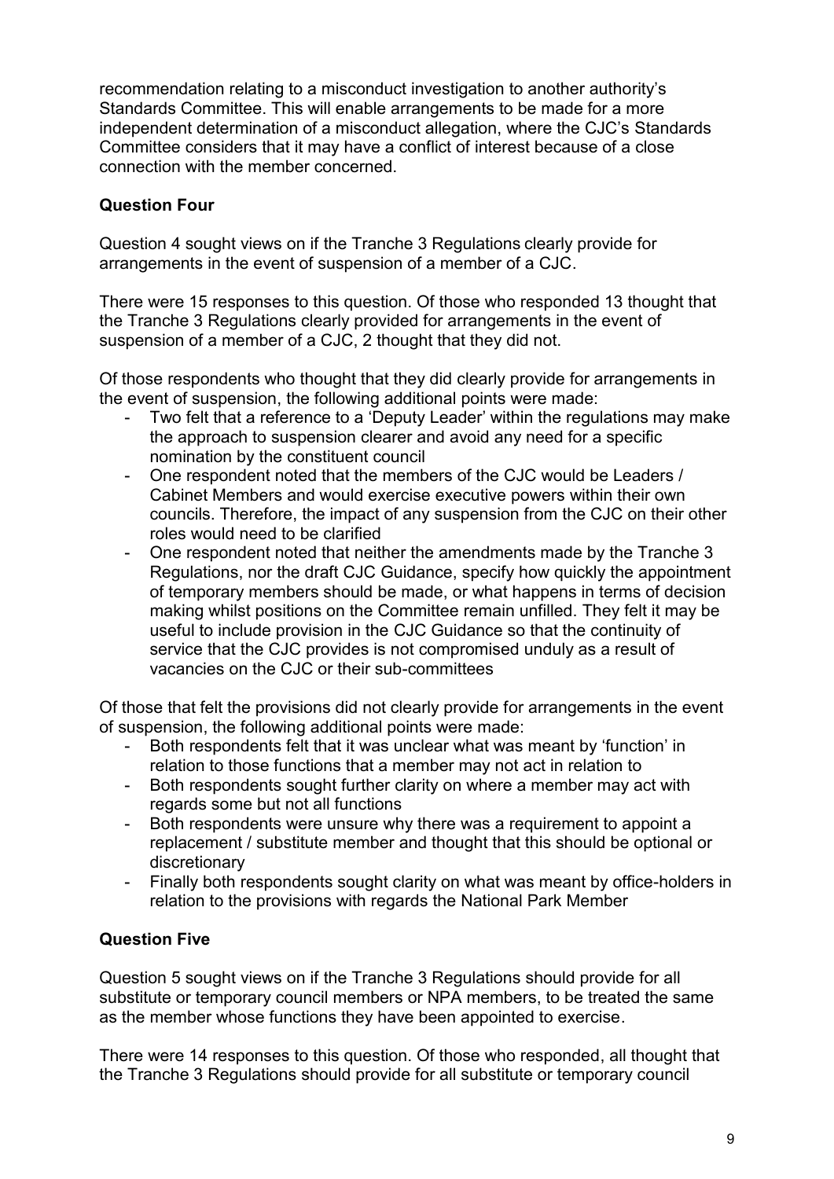recommendation relating to a misconduct investigation to another authority's Standards Committee. This will enable arrangements to be made for a more independent determination of a misconduct allegation, where the CJC's Standards Committee considers that it may have a conflict of interest because of a close connection with the member concerned.

**Question Four**

Question 4 sought views on if the Tranche 3 Regulations clearly provide for arrangements in the event of suspension of a member of a CJC.

There were 15 responses to this question. Of those who responded 13 thought that the Tranche 3 Regulations clearly provided for arrangements in the event of suspension of a member of a CJC, 2 thought that they did not.

Of those respondents who thought that they did clearly provide for arrangements in the event of suspension, the following additional points were made:

- Two felt that a reference to a 'Deputy Leader' within the regulations may make the approach to suspension clearer and avoid any need for a specific nomination by the constituent council
- One respondent noted that the members of the CJC would be Leaders / Cabinet Members and would exercise executive powers within their own councils. Therefore, the impact of any suspension from the CJC on their other roles would need to be clarified
- One respondent noted that neither the amendments made by the Tranche 3 Regulations, nor the draft CJC Guidance, specify how quickly the appointment of temporary members should be made, or what happens in terms of decision making whilst positions on the Committee remain unfilled. They felt it may be useful to include provision in the CJC Guidance so that the continuity of service that the CJC provides is not compromised unduly as a result of vacancies on the CJC or their sub-committees

Of those that felt the provisions did not clearly provide for arrangements in the event of suspension, the following additional points were made:

- Both respondents felt that it was unclear what was meant by 'function' in relation to those functions that a member may not act in relation to
- Both respondents sought further clarity on where a member may act with regards some but not all functions
- Both respondents were unsure why there was a requirement to appoint a replacement / substitute member and thought that this should be optional or discretionary
- Finally both respondents sought clarity on what was meant by office-holders in relation to the provisions with regards the National Park Member

**Question Five**

Question 5 sought views on if the Tranche 3 Regulations should provide for all substitute or temporary council members or NPA members, to be treated the same as the member whose functions they have been appointed to exercise.

There were 14 responses to this question. Of those who responded, all thought that the Tranche 3 Regulations should provide for all substitute or temporary council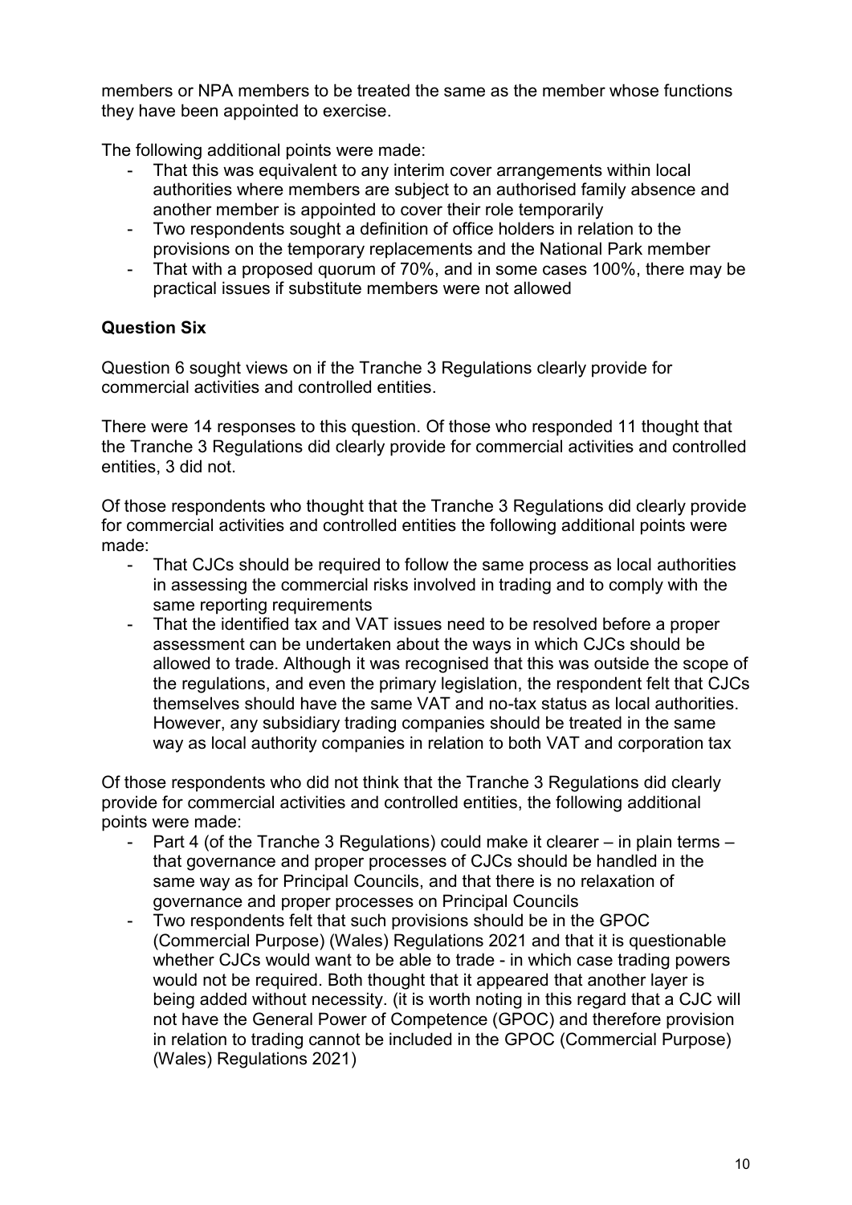members or NPA members to be treated the same as the member whose functions they have been appointed to exercise.

The following additional points were made:

- That this was equivalent to any interim cover arrangements within local authorities where members are subject to an authorised family absence and another member is appointed to cover their role temporarily
- Two respondents sought a definition of office holders in relation to the provisions on the temporary replacements and the National Park member
- That with a proposed quorum of 70%, and in some cases 100%, there may be practical issues if substitute members were not allowed

**Question Six**

Question 6 sought views on if the Tranche 3 Regulations clearly provide for commercial activities and controlled entities.

There were 14 responses to this question. Of those who responded 11 thought that the Tranche 3 Regulations did clearly provide for commercial activities and controlled entities, 3 did not.

Of those respondents who thought that the Tranche 3 Regulations did clearly provide for commercial activities and controlled entities the following additional points were made:

- That CJCs should be required to follow the same process as local authorities in assessing the commercial risks involved in trading and to comply with the same reporting requirements
- That the identified tax and VAT issues need to be resolved before a proper assessment can be undertaken about the ways in which CJCs should be allowed to trade. Although it was recognised that this was outside the scope of the regulations, and even the primary legislation, the respondent felt that CJCs themselves should have the same VAT and no-tax status as local authorities. However, any subsidiary trading companies should be treated in the same way as local authority companies in relation to both VAT and corporation tax

Of those respondents who did not think that the Tranche 3 Regulations did clearly provide for commercial activities and controlled entities, the following additional points were made:

- Part 4 (of the Tranche 3 Regulations) could make it clearer – in plain terms – that governance and proper processes of CJCs should be handled in the same way as for Principal Councils, and that there is no relaxation of governance and proper processes on Principal Councils
- Two respondents felt that such provisions should be in the GPOC (Commercial Purpose) (Wales) Regulations 2021 and that it is questionable whether CJCs would want to be able to trade - in which case trading powers would not be required. Both thought that it appeared that another layer is being added without necessity. (it is worth noting in this regard that a CJC will not have the General Power of Competence (GPOC) and therefore provision in relation to trading cannot be included in the GPOC (Commercial Purpose) (Wales) Regulations 2021)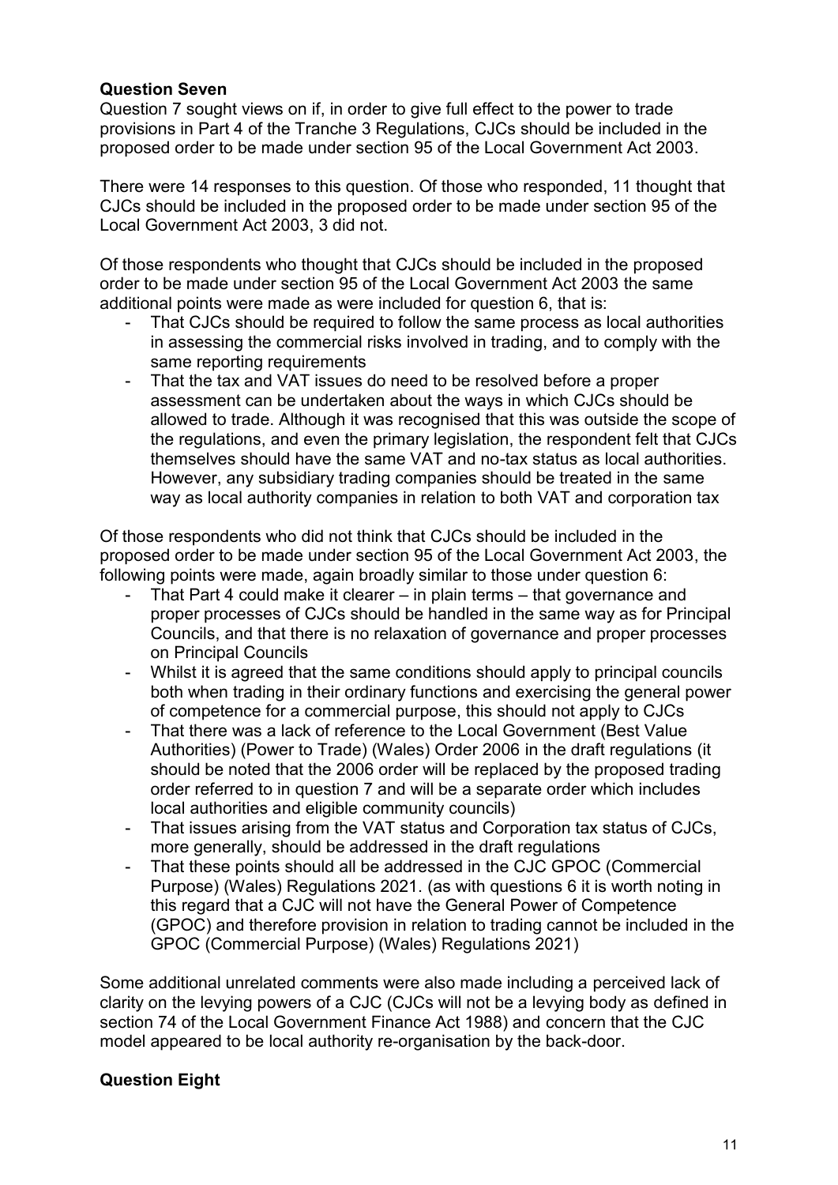**Question Seven**

Question 7 sought views on if, in order to give full effect to the power to trade provisions in Part 4 of the Tranche 3 Regulations, CJCs should be included in the proposed order to be made under section 95 of the Local Government Act 2003.

There were 14 responses to this question. Of those who responded, 11 thought that CJCs should be included in the proposed order to be made under section 95 of the Local Government Act 2003, 3 did not.

Of those respondents who thought that CJCs should be included in the proposed order to be made under section 95 of the Local Government Act 2003 the same additional points were made as were included for question 6, that is:

- That CJCs should be required to follow the same process as local authorities in assessing the commercial risks involved in trading, and to comply with the same reporting requirements
- That the tax and VAT issues do need to be resolved before a proper assessment can be undertaken about the ways in which CJCs should be allowed to trade. Although it was recognised that this was outside the scope of the regulations, and even the primary legislation, the respondent felt that CJCs themselves should have the same VAT and no-tax status as local authorities. However, any subsidiary trading companies should be treated in the same way as local authority companies in relation to both VAT and corporation tax

Of those respondents who did not think that CJCs should be included in the proposed order to be made under section 95 of the Local Government Act 2003, the following points were made, again broadly similar to those under question 6:

- That Part 4 could make it clearer – in plain terms – that governance and proper processes of CJCs should be handled in the same way as for Principal Councils, and that there is no relaxation of governance and proper processes on Principal Councils
- Whilst it is agreed that the same conditions should apply to principal councils both when trading in their ordinary functions and exercising the general power of competence for a commercial purpose, this should not apply to CJCs
- That there was a lack of reference to the Local Government (Best Value Authorities) (Power to Trade) (Wales) Order 2006 in the draft regulations (it should be noted that the 2006 order will be replaced by the proposed trading order referred to in question 7 and will be a separate order which includes local authorities and eligible community councils)
- That issues arising from the VAT status and Corporation tax status of CJCs, more generally, should be addressed in the draft regulations
- That these points should all be addressed in the CJC GPOC (Commercial Purpose) (Wales) Regulations 2021. (as with questions 6 it is worth noting in this regard that a CJC will not have the General Power of Competence (GPOC) and therefore provision in relation to trading cannot be included in the GPOC (Commercial Purpose) (Wales) Regulations 2021)

Some additional unrelated comments were also made including a perceived lack of clarity on the levying powers of a CJC (CJCs will not be a levying body as defined in section 74 of the Local Government Finance Act 1988) and concern that the CJC model appeared to be local authority re-organisation by the back-door.

**Question Eight**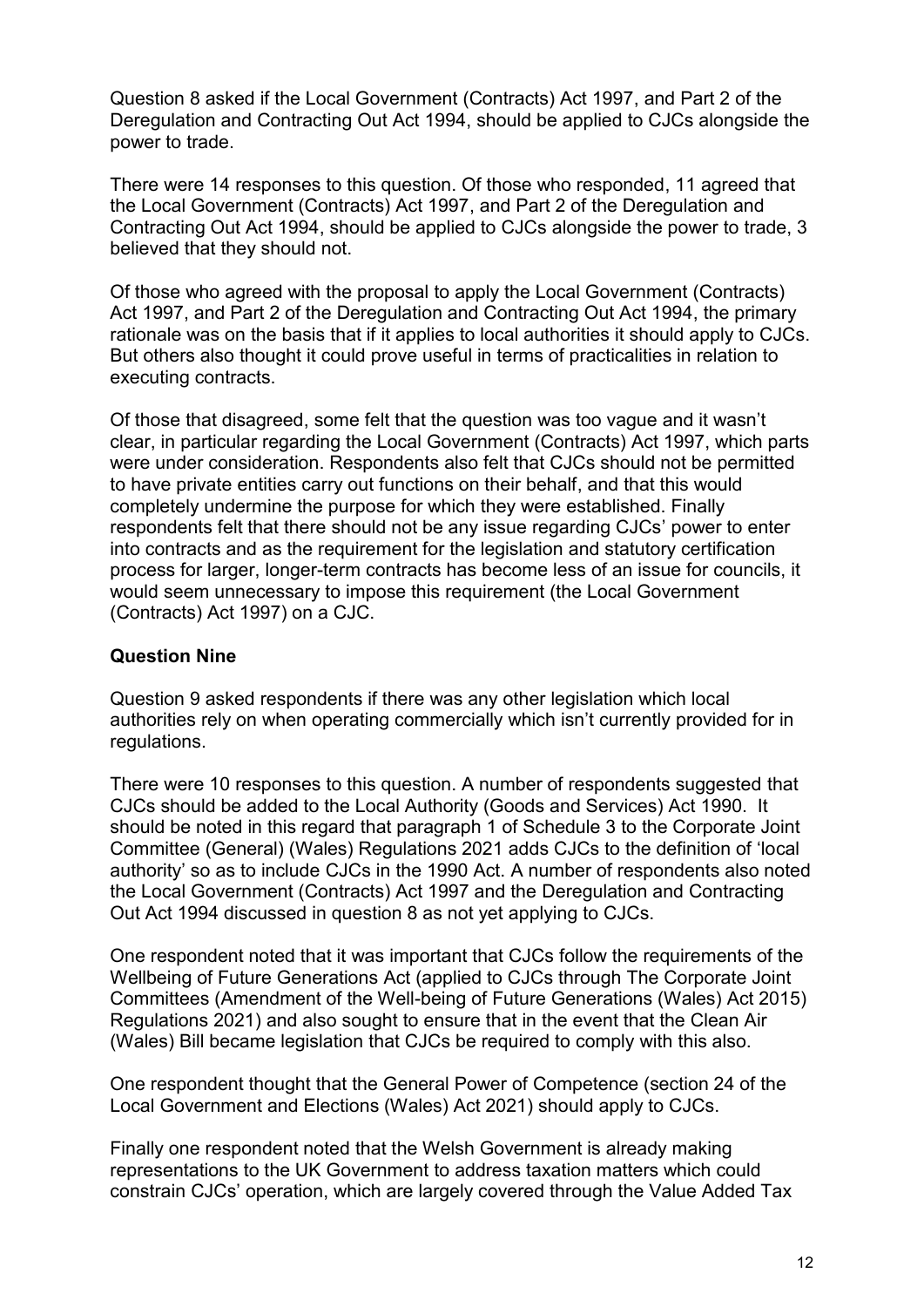Question 8 asked if the Local Government (Contracts) Act 1997, and Part 2 of the Deregulation and Contracting Out Act 1994, should be applied to CJCs alongside the power to trade.

There were 14 responses to this question. Of those who responded, 11 agreed that the Local Government (Contracts) Act 1997, and Part 2 of the Deregulation and Contracting Out Act 1994, should be applied to CJCs alongside the power to trade, 3 believed that they should not.

Of those who agreed with the proposal to apply the Local Government (Contracts) Act 1997, and Part 2 of the Deregulation and Contracting Out Act 1994, the primary rationale was on the basis that if it applies to local authorities it should apply to CJCs. But others also thought it could prove useful in terms of practicalities in relation to executing contracts.

Of those that disagreed, some felt that the question was too vague and it wasn't clear, in particular regarding the Local Government (Contracts) Act 1997, which parts were under consideration. Respondents also felt that CJCs should not be permitted to have private entities carry out functions on their behalf, and that this would completely undermine the purpose for which they were established. Finally respondents felt that there should not be any issue regarding CJCs' power to enter into contracts and as the requirement for the legislation and statutory certification process for larger, longer-term contracts has become less of an issue for councils, it would seem unnecessary to impose this requirement (the Local Government (Contracts) Act 1997) on a CJC.

**Question Nine**

Question 9 asked respondents if there was any other legislation which local authorities rely on when operating commercially which isn't currently provided for in regulations.

There were 10 responses to this question. A number of respondents suggested that CJCs should be added to the Local Authority (Goods and Services) Act 1990. It should be noted in this regard that paragraph 1 of Schedule 3 to the Corporate Joint Committee (General) (Wales) Regulations 2021 adds CJCs to the definition of 'local authority' so as to include CJCs in the 1990 Act. A number of respondents also noted the Local Government (Contracts) Act 1997 and the Deregulation and Contracting Out Act 1994 discussed in question 8 as not yet applying to CJCs.

One respondent noted that it was important that CJCs follow the requirements of the Wellbeing of Future Generations Act (applied to CJCs through The Corporate Joint Committees (Amendment of the Well-being of Future Generations (Wales) Act 2015) Regulations 2021) and also sought to ensure that in the event that the Clean Air (Wales) Bill became legislation that CJCs be required to comply with this also.

One respondent thought that the General Power of Competence (section 24 of the Local Government and Elections (Wales) Act 2021) should apply to CJCs.

Finally one respondent noted that the Welsh Government is already making representations to the UK Government to address taxation matters which could constrain CJCs' operation, which are largely covered through the Value Added Tax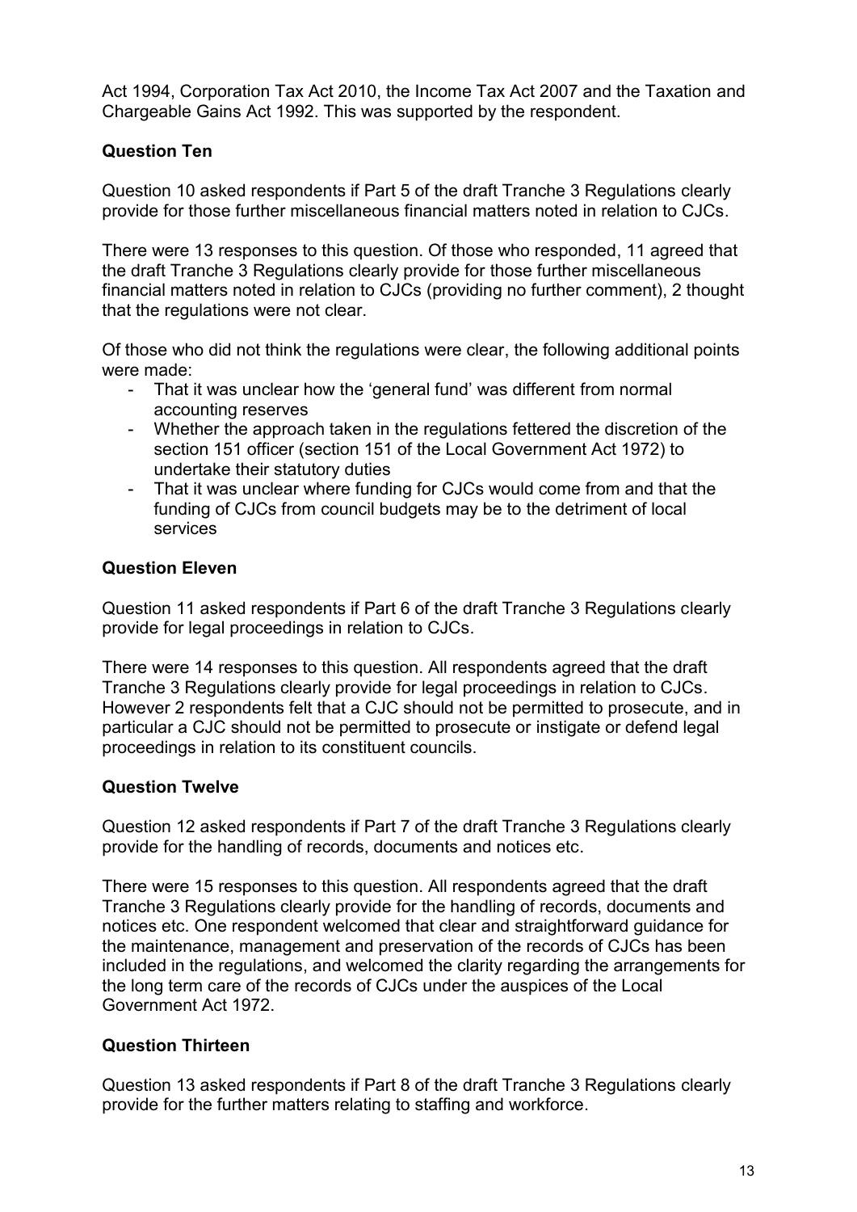Act 1994, Corporation Tax Act 2010, the Income Tax Act 2007 and the Taxation and Chargeable Gains Act 1992. This was supported by the respondent.

### Question Ten

Question 10 asked respondents if Part 5 of the draft Tranche 3 Regulations clearly provide for those further miscellaneous financial matters noted in relation to CJCs.

There were 13 responses to this question. Of those who responded, 11 agreed that the draft Tranche 3 Regulations clearly provide for those further miscellaneous financial matters noted in relation to CJCs (providing no further comment), 2 thought that the regulations were not clear.

Of those who did not think the regulations were clear, the following additional points were made:

- That it was unclear how the 'general fund' was different from normal accounting reserves
- Whether the approach taken in the regulations fettered the discretion of the section 151 officer (section 151 of the Local Government Act 1972) to undertake their statutory duties
- That it was unclear where funding for CJCs would come from and that the funding of CJCs from council budgets may be to the detriment of local services

### Question Eleven

Question 11 asked respondents if Part 6 of the draft Tranche 3 Regulations clearly provide for legal proceedings in relation to CJCs.

There were 14 responses to this question. All respondents agreed that the draft Tranche 3 Regulations clearly provide for legal proceedings in relation to CJCs. However 2 respondents felt that a CJC should not be permitted to prosecute, and in particular a CJC should not be permitted to prosecute or instigate or defend legal proceedings in relation to its constituent councils.

### Question Twelve

Question 12 asked respondents if Part 7 of the draft Tranche 3 Regulations clearly provide for the handling of records, documents and notices etc.

There were 15 responses to this question. All respondents agreed that the draft Tranche 3 Regulations clearly provide for the handling of records, documents and notices etc. One respondent welcomed that clear and straightforward guidance for the maintenance, management and preservation of the records of CJCs has been included in the regulations, and welcomed the clarity regarding the arrangements for the long term care of the records of CJCs under the auspices of the Local Government Act 1972.

### Question Thirteen

Question 13 asked respondents if Part 8 of the draft Tranche 3 Regulations clearly provide for the further matters relating to staffing and workforce.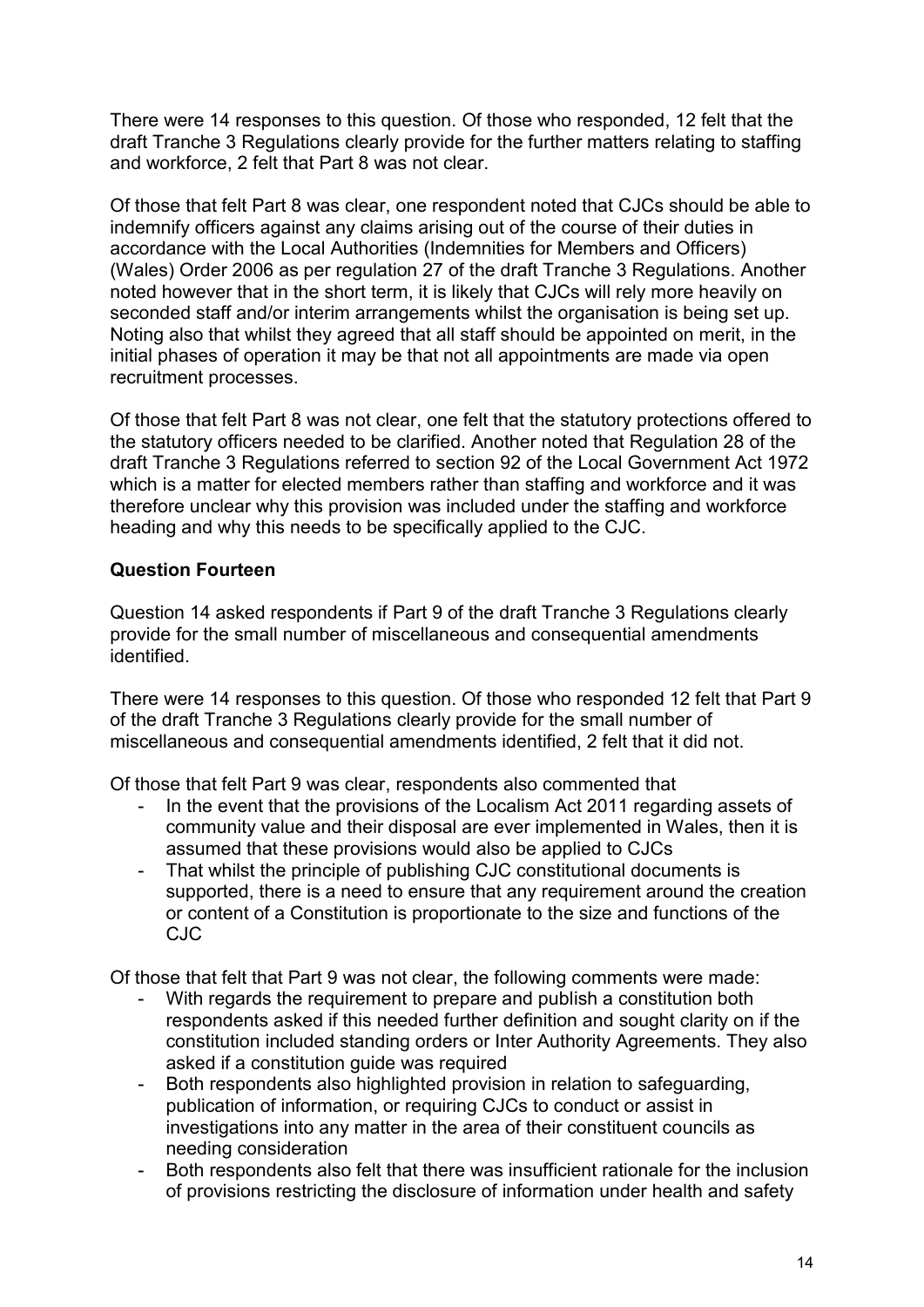There were 14 responses to this question. Of those who responded, 12 felt that the draft Tranche 3 Regulations clearly provide for the further matters relating to staffing and workforce, 2 felt that Part 8 was not clear.

Of those that felt Part 8 was clear, one respondent noted that CJCs should be able to indemnify officers against any claims arising out of the course of their duties in accordance with the Local Authorities (Indemnities for Members and Officers) (Wales) Order 2006 as per regulation 27 of the draft Tranche 3 Regulations. Another noted however that in the short term, it is likely that CJCs will rely more heavily on seconded staff and/or interim arrangements whilst the organisation is being set up. Noting also that whilst they agreed that all staff should be appointed on merit, in the initial phases of operation it may be that not all appointments are made via open recruitment processes.

Of those that felt Part 8 was not clear, one felt that the statutory protections offered to the statutory officers needed to be clarified. Another noted that Regulation 28 of the draft Tranche 3 Regulations referred to section 92 of the Local Government Act 1972 which is a matter for elected members rather than staffing and workforce and it was therefore unclear why this provision was included under the staffing and workforce heading and why this needs to be specifically applied to the CJC.

**Question Fourteen**

Question 14 asked respondents if Part 9 of the draft Tranche 3 Regulations clearly provide for the small number of miscellaneous and consequential amendments identified.

There were 14 responses to this question. Of those who responded 12 felt that Part 9 of the draft Tranche 3 Regulations clearly provide for the small number of miscellaneous and consequential amendments identified, 2 felt that it did not.

Of those that felt Part 9 was clear, respondents also commented that

- In the event that the provisions of the Localism Act 2011 regarding assets of community value and their disposal are ever implemented in Wales, then it is assumed that these provisions would also be applied to CJCs
- That whilst the principle of publishing CJC constitutional documents is supported, there is a need to ensure that any requirement around the creation or content of a Constitution is proportionate to the size and functions of the CJC

Of those that felt that Part 9 was not clear, the following comments were made:

- With regards the requirement to prepare and publish a constitution both respondents asked if this needed further definition and sought clarity on if the constitution included standing orders or Inter Authority Agreements. They also asked if a constitution guide was required
- Both respondents also highlighted provision in relation to safeguarding, publication of information, or requiring CJCs to conduct or assist in investigations into any matter in the area of their constituent councils as needing consideration
- Both respondents also felt that there was insufficient rationale for the inclusion of provisions restricting the disclosure of information under health and safety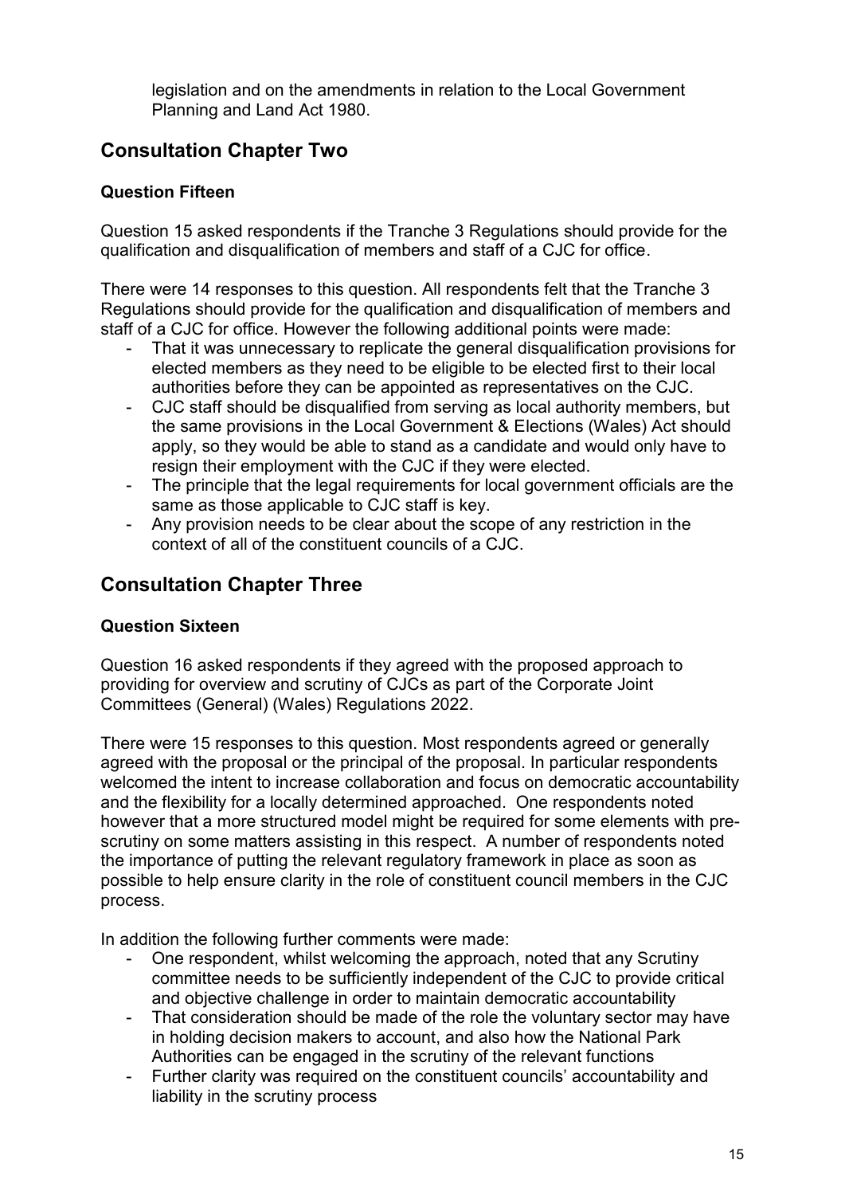legislation and on the amendments in relation to the Local Government Planning and Land Act 1980.

## Consultation Chapter Two

### Question Fifteen

Question 15 asked respondents if the Tranche 3 Regulations should provide for the qualification and disqualification of members and staff of a CJC for office.

There were 14 responses to this question. All respondents felt that the Tranche 3 Regulations should provide for the qualification and disqualification of members and staff of a CJC for office. However the following additional points were made:

- That it was unnecessary to replicate the general disqualification provisions for elected members as they need to be eligible to be elected first to their local authorities before they can be appointed as representatives on the CJC.
- CJC staff should be disqualified from serving as local authority members, but the same provisions in the Local Government & Elections (Wales) Act should apply, so they would be able to stand as a candidate and would only have to resign their employment with the CJC if they were elected.
- The principle that the legal requirements for local government officials are the same as those applicable to CJC staff is key.
- Any provision needs to be clear about the scope of any restriction in the context of all of the constituent councils of a CJC.

## Consultation Chapter Three

### Question Sixteen

Question 16 asked respondents if they agreed with the proposed approach to providing for overview and scrutiny of CJCs as part of the Corporate Joint Committees (General) (Wales) Regulations 2022.

There were 15 responses to this question. Most respondents agreed or generally agreed with the proposal or the principal of the proposal. In particular respondents welcomed the intent to increase collaboration and focus on democratic accountability and the flexibility for a locally determined approached. One respondents noted however that a more structured model might be required for some elements with pre-scrutiny on some matters assisting in this respect. A number of respondents noted the importance of putting the relevant regulatory framework in place as soon as possible to help ensure clarity in the role of constituent council members in the CJC process.

In addition the following further comments were made:

- One respondent, whilst welcoming the approach, noted that any Scrutiny committee needs to be sufficiently independent of the CJC to provide critical and objective challenge in order to maintain democratic accountability
- That consideration should be made of the role the voluntary sector may have in holding decision makers to account, and also how the National Park Authorities can be engaged in the scrutiny of the relevant functions
- Further clarity was required on the constituent councils' accountability and liability in the scrutiny process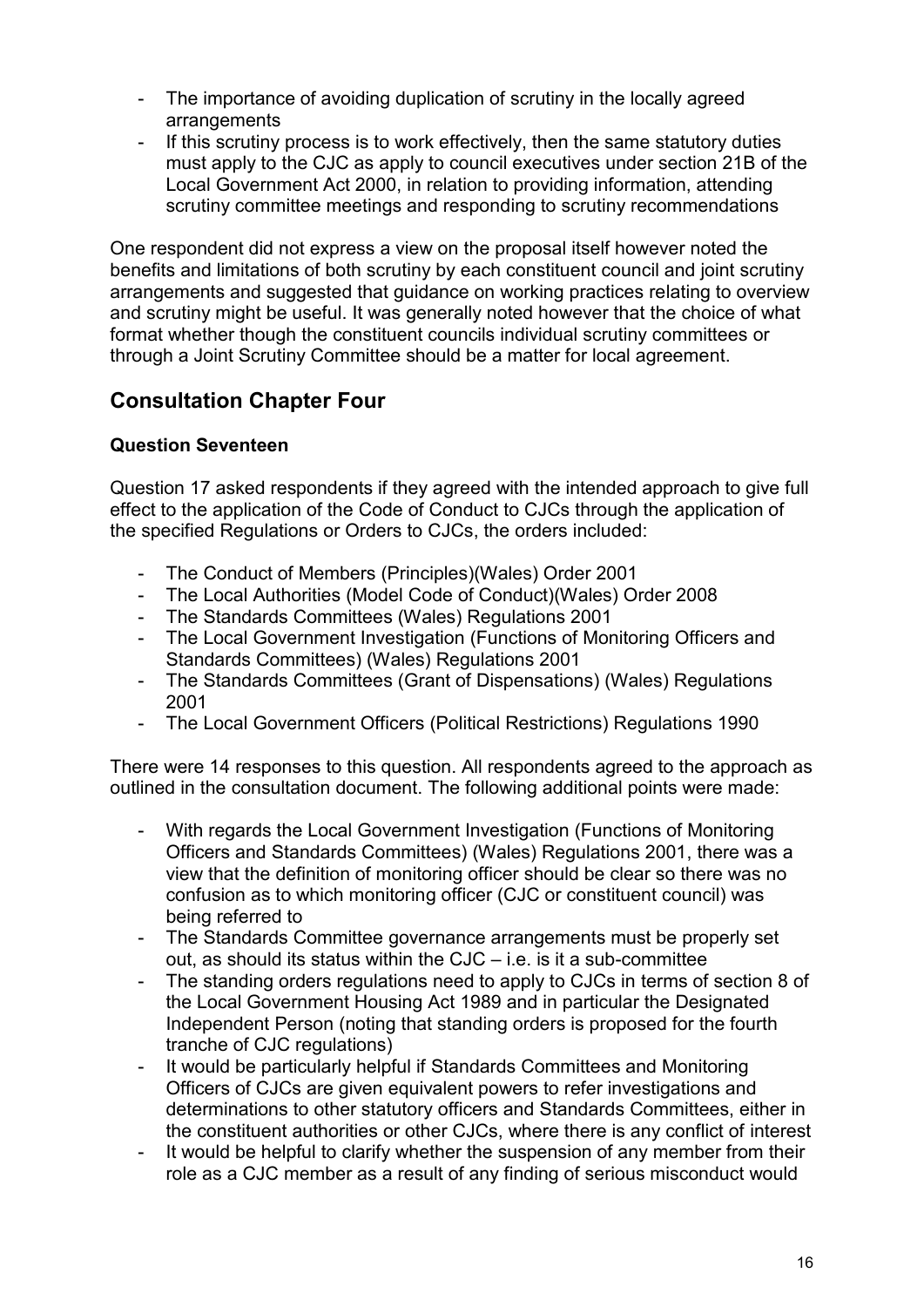- The importance of avoiding duplication of scrutiny in the locally agreed arrangements
- If this scrutiny process is to work effectively, then the same statutory duties must apply to the CJC as apply to council executives under section 21B of the Local Government Act 2000, in relation to providing information, attending scrutiny committee meetings and responding to scrutiny recommendations

One respondent did not express a view on the proposal itself however noted the benefits and limitations of both scrutiny by each constituent council and joint scrutiny arrangements and suggested that guidance on working practices relating to overview and scrutiny might be useful. It was generally noted however that the choice of what format whether though the constituent councils individual scrutiny committees or through a Joint Scrutiny Committee should be a matter for local agreement.

## Consultation Chapter Four

### Question Seventeen

Question 17 asked respondents if they agreed with the intended approach to give full effect to the application of the Code of Conduct to CJCs through the application of the specified Regulations or Orders to CJCs, the orders included:

- The Conduct of Members (Principles)(Wales) Order 2001
- The Local Authorities (Model Code of Conduct)(Wales) Order 2008
- The Standards Committees (Wales) Regulations 2001
- The Local Government Investigation (Functions of Monitoring Officers and Standards Committees) (Wales) Regulations 2001
- The Standards Committees (Grant of Dispensations) (Wales) Regulations 2001
- The Local Government Officers (Political Restrictions) Regulations 1990

There were 14 responses to this question. All respondents agreed to the approach as outlined in the consultation document. The following additional points were made:

- With regards the Local Government Investigation (Functions of Monitoring Officers and Standards Committees) (Wales) Regulations 2001, there was a view that the definition of monitoring officer should be clear so there was no confusion as to which monitoring officer (CJC or constituent council) was being referred to
- The Standards Committee governance arrangements must be properly set out, as should its status within the CJC – i.e. is it a sub-committee
- The standing orders regulations need to apply to CJCs in terms of section 8 of the Local Government Housing Act 1989 and in particular the Designated Independent Person (noting that standing orders is proposed for the fourth tranche of CJC regulations)
- It would be particularly helpful if Standards Committees and Monitoring Officers of CJCs are given equivalent powers to refer investigations and determinations to other statutory officers and Standards Committees, either in the constituent authorities or other CJCs, where there is any conflict of interest
- It would be helpful to clarify whether the suspension of any member from their role as a CJC member as a result of any finding of serious misconduct would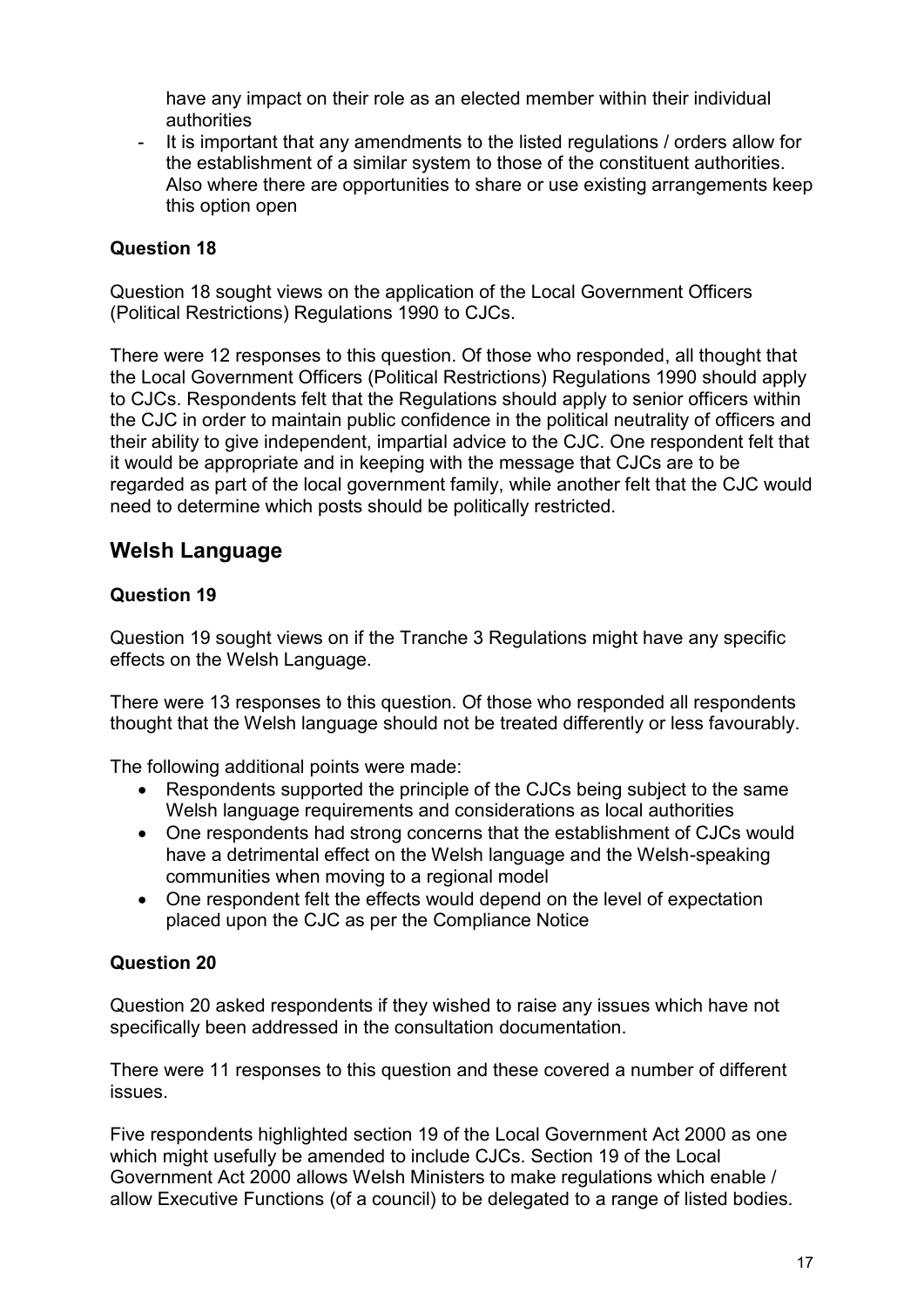have any impact on their role as an elected member within their individual authorities

- It is important that any amendments to the listed regulations / orders allow for the establishment of a similar system to those of the constituent authorities. Also where there are opportunities to share or use existing arrangements keep this option open

**Question 18**

Question 18 sought views on the application of the Local Government Officers (Political Restrictions) Regulations 1990 to CJCs.

There were 12 responses to this question. Of those who responded, all thought that the Local Government Officers (Political Restrictions) Regulations 1990 should apply to CJCs. Respondents felt that the Regulations should apply to senior officers within the CJC in order to maintain public confidence in the political neutrality of officers and their ability to give independent, impartial advice to the CJC. One respondent felt that it would be appropriate and in keeping with the message that CJCs are to be regarded as part of the local government family, while another felt that the CJC would need to determine which posts should be politically restricted.

## Welsh Language

**Question 19**

Question 19 sought views on if the Tranche 3 Regulations might have any specific effects on the Welsh Language.

There were 13 responses to this question. Of those who responded all respondents thought that the Welsh language should not be treated differently or less favourably.

The following additional points were made:

- Respondents supported the principle of the CJCs being subject to the same Welsh language requirements and considerations as local authorities
- One respondents had strong concerns that the establishment of CJCs would have a detrimental effect on the Welsh language and the Welsh-speaking communities when moving to a regional model
- One respondent felt the effects would depend on the level of expectation placed upon the CJC as per the Compliance Notice

**Question 20**

Question 20 asked respondents if they wished to raise any issues which have not specifically been addressed in the consultation documentation.

There were 11 responses to this question and these covered a number of different issues.

Five respondents highlighted section 19 of the Local Government Act 2000 as one which might usefully be amended to include CJCs. Section 19 of the Local Government Act 2000 allows Welsh Ministers to make regulations which enable / allow Executive Functions (of a council) to be delegated to a range of listed bodies.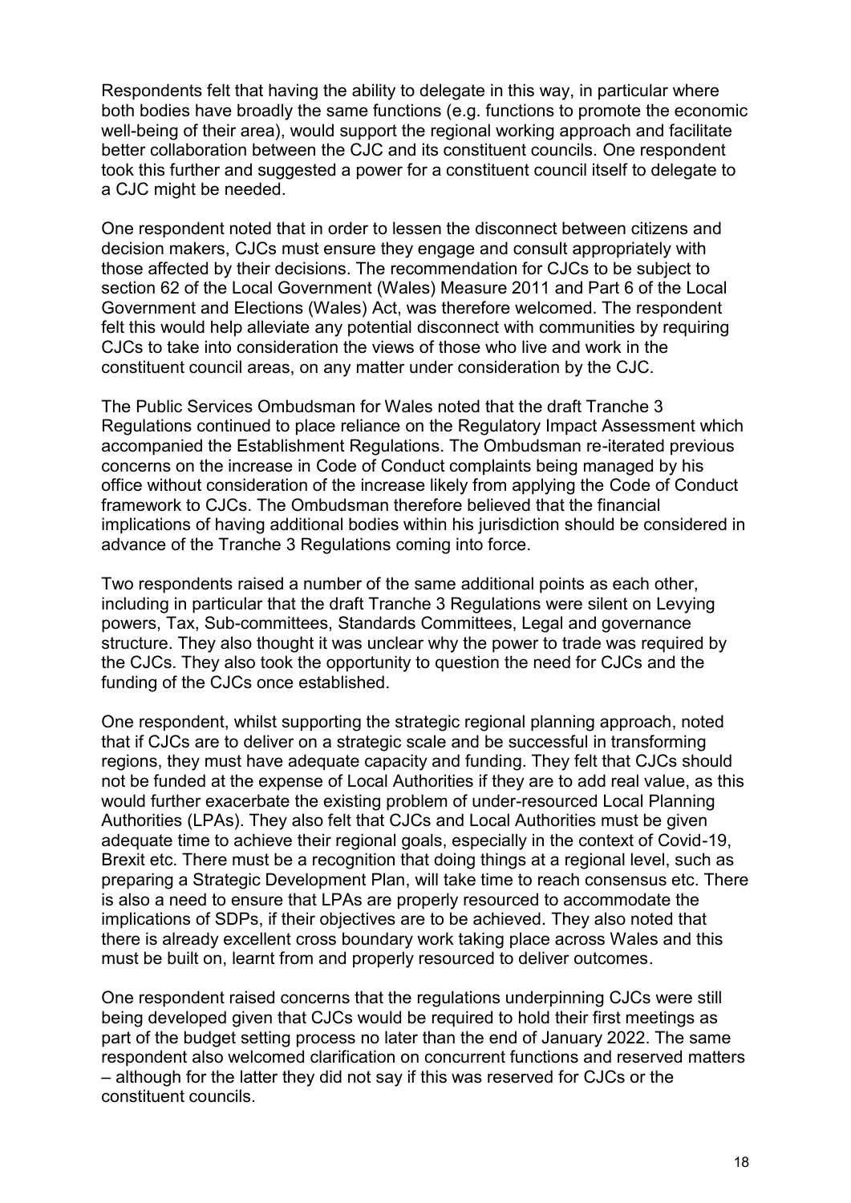Respondents felt that having the ability to delegate in this way, in particular where both bodies have broadly the same functions (e.g. functions to promote the economic well-being of their area), would support the regional working approach and facilitate better collaboration between the CJC and its constituent councils. One respondent took this further and suggested a power for a constituent council itself to delegate to a CJC might be needed.

One respondent noted that in order to lessen the disconnect between citizens and decision makers, CJCs must ensure they engage and consult appropriately with those affected by their decisions. The recommendation for CJCs to be subject to section 62 of the Local Government (Wales) Measure 2011 and Part 6 of the Local Government and Elections (Wales) Act, was therefore welcomed. The respondent felt this would help alleviate any potential disconnect with communities by requiring CJCs to take into consideration the views of those who live and work in the constituent council areas, on any matter under consideration by the CJC.

The Public Services Ombudsman for Wales noted that the draft Tranche 3 Regulations continued to place reliance on the Regulatory Impact Assessment which accompanied the Establishment Regulations. The Ombudsman re-iterated previous concerns on the increase in Code of Conduct complaints being managed by his office without consideration of the increase likely from applying the Code of Conduct framework to CJCs. The Ombudsman therefore believed that the financial implications of having additional bodies within his jurisdiction should be considered in advance of the Tranche 3 Regulations coming into force.

Two respondents raised a number of the same additional points as each other, including in particular that the draft Tranche 3 Regulations were silent on Levying powers, Tax, Sub-committees, Standards Committees, Legal and governance structure. They also thought it was unclear why the power to trade was required by the CJCs. They also took the opportunity to question the need for CJCs and the funding of the CJCs once established.

One respondent, whilst supporting the strategic regional planning approach, noted that if CJCs are to deliver on a strategic scale and be successful in transforming regions, they must have adequate capacity and funding. They felt that CJCs should not be funded at the expense of Local Authorities if they are to add real value, as this would further exacerbate the existing problem of under-resourced Local Planning Authorities (LPAs). They also felt that CJCs and Local Authorities must be given adequate time to achieve their regional goals, especially in the context of Covid-19, Brexit etc. There must be a recognition that doing things at a regional level, such as preparing a Strategic Development Plan, will take time to reach consensus etc. There is also a need to ensure that LPAs are properly resourced to accommodate the implications of SDPs, if their objectives are to be achieved. They also noted that there is already excellent cross boundary work taking place across Wales and this must be built on, learnt from and properly resourced to deliver outcomes.

One respondent raised concerns that the regulations underpinning CJCs were still being developed given that CJCs would be required to hold their first meetings as part of the budget setting process no later than the end of January 2022. The same respondent also welcomed clarification on concurrent functions and reserved matters – although for the latter they did not say if this was reserved for CJCs or the constituent councils.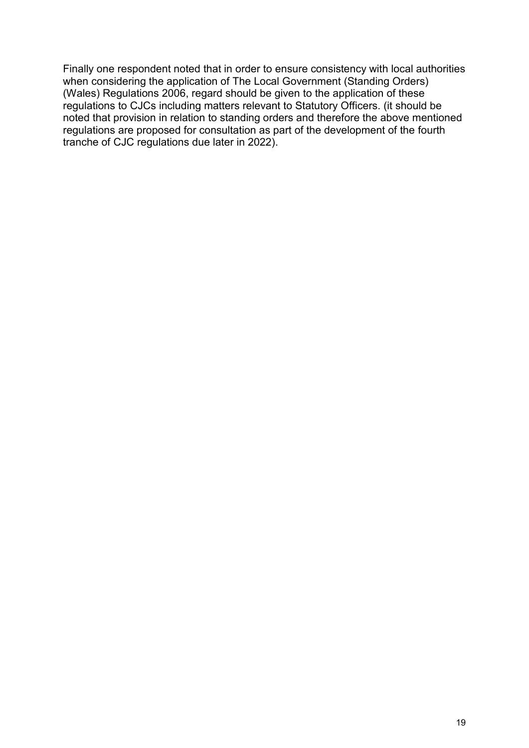Finally one respondent noted that in order to ensure consistency with local authorities when considering the application of The Local Government (Standing Orders) (Wales) Regulations 2006, regard should be given to the application of these regulations to CJCs including matters relevant to Statutory Officers. (it should be noted that provision in relation to standing orders and therefore the above mentioned regulations are proposed for consultation as part of the development of the fourth tranche of CJC regulations due later in 2022).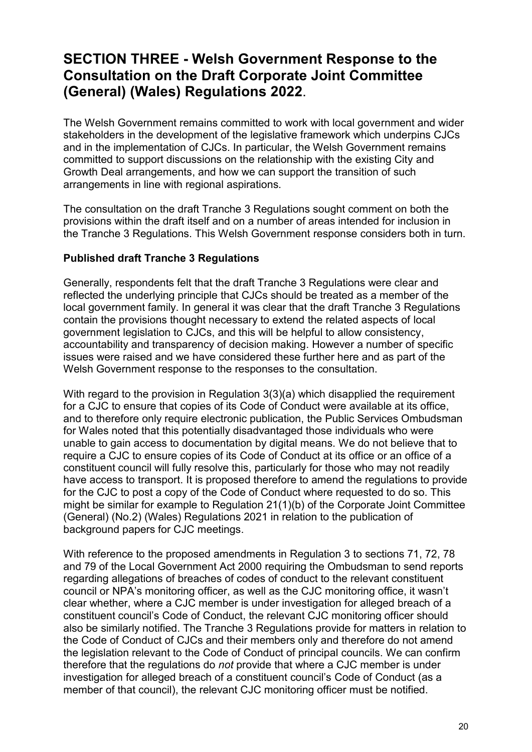## SECTION THREE - Welsh Government Response to the Consultation on the Draft Corporate Joint Committee (General) (Wales) Regulations 2022.

The Welsh Government remains committed to work with local government and wider stakeholders in the development of the legislative framework which underpins CJCs and in the implementation of CJCs. In particular, the Welsh Government remains committed to support discussions on the relationship with the existing City and Growth Deal arrangements, and how we can support the transition of such arrangements in line with regional aspirations.

The consultation on the draft Tranche 3 Regulations sought comment on both the provisions within the draft itself and on a number of areas intended for inclusion in the Tranche 3 Regulations. This Welsh Government response considers both in turn.

**Published draft Tranche 3 Regulations**

Generally, respondents felt that the draft Tranche 3 Regulations were clear and reflected the underlying principle that CJCs should be treated as a member of the local government family. In general it was clear that the draft Tranche 3 Regulations contain the provisions thought necessary to extend the related aspects of local government legislation to CJCs, and this will be helpful to allow consistency, accountability and transparency of decision making. However a number of specific issues were raised and we have considered these further here and as part of the Welsh Government response to the responses to the consultation.

With regard to the provision in Regulation 3(3)(a) which disapplied the requirement for a CJC to ensure that copies of its Code of Conduct were available at its office, and to therefore only require electronic publication, the Public Services Ombudsman for Wales noted that this potentially disadvantaged those individuals who were unable to gain access to documentation by digital means. We do not believe that to require a CJC to ensure copies of its Code of Conduct at its office or an office of a constituent council will fully resolve this, particularly for those who may not readily have access to transport. It is proposed therefore to amend the regulations to provide for the CJC to post a copy of the Code of Conduct where requested to do so. This might be similar for example to Regulation 21(1)(b) of the Corporate Joint Committee (General) (No.2) (Wales) Regulations 2021 in relation to the publication of background papers for CJC meetings.

With reference to the proposed amendments in Regulation 3 to sections 71, 72, 78 and 79 of the Local Government Act 2000 requiring the Ombudsman to send reports regarding allegations of breaches of codes of conduct to the relevant constituent council or NPA's monitoring officer, as well as the CJC monitoring office, it wasn't clear whether, where a CJC member is under investigation for alleged breach of a constituent council's Code of Conduct, the relevant CJC monitoring officer should also be similarly notified. The Tranche 3 Regulations provide for matters in relation to the Code of Conduct of CJCs and their members only and therefore do not amend the legislation relevant to the Code of Conduct of principal councils. We can confirm therefore that the regulations do *not* provide that where a CJC member is under investigation for alleged breach of a constituent council's Code of Conduct (as a member of that council), the relevant CJC monitoring officer must be notified.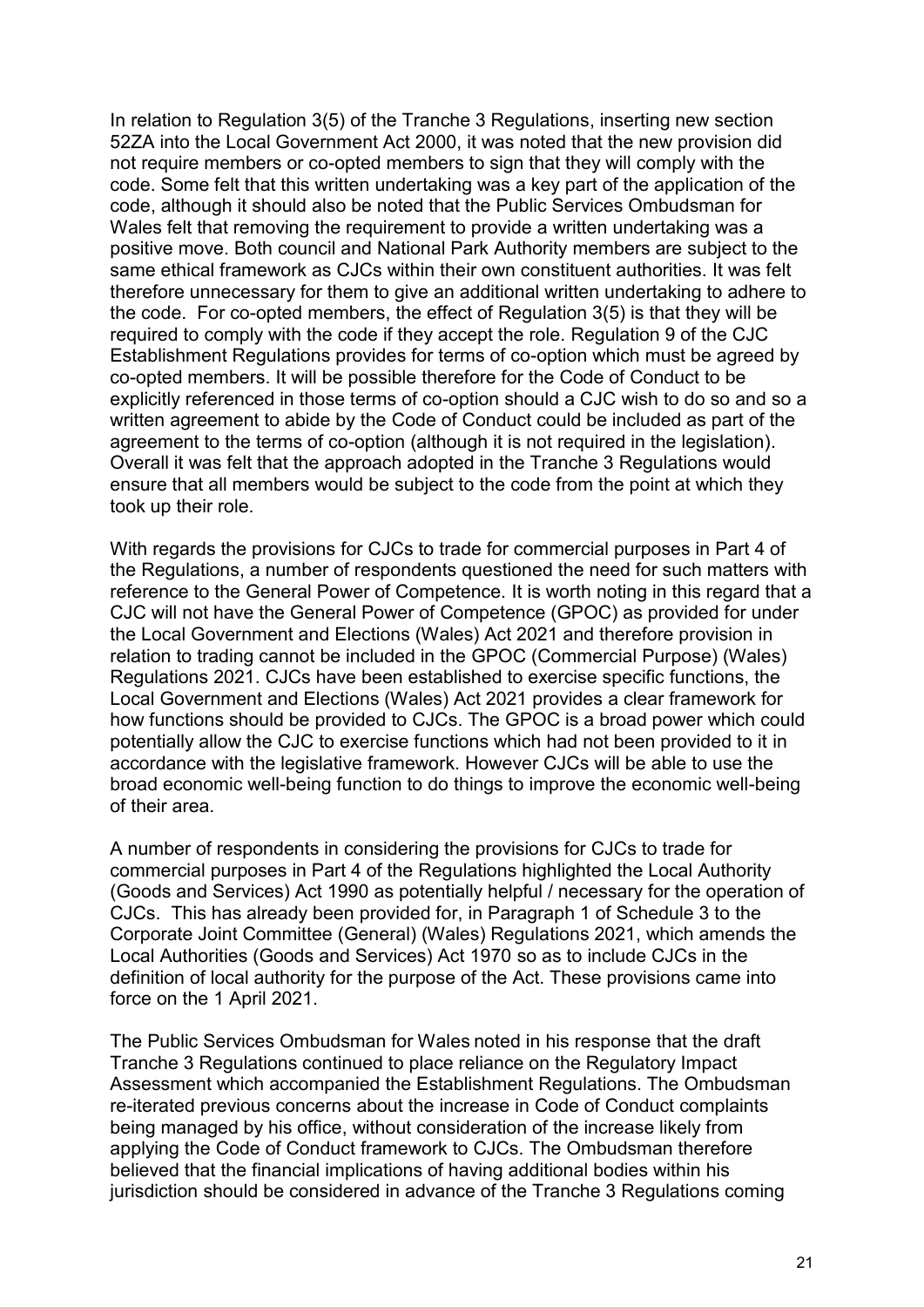In relation to Regulation 3(5) of the Tranche 3 Regulations, inserting new section 52ZA into the Local Government Act 2000, it was noted that the new provision did not require members or co-opted members to sign that they will comply with the code. Some felt that this written undertaking was a key part of the application of the code, although it should also be noted that the Public Services Ombudsman for Wales felt that removing the requirement to provide a written undertaking was a positive move. Both council and National Park Authority members are subject to the same ethical framework as CJCs within their own constituent authorities. It was felt therefore unnecessary for them to give an additional written undertaking to adhere to the code. For co-opted members, the effect of Regulation 3(5) is that they will be required to comply with the code if they accept the role. Regulation 9 of the CJC Establishment Regulations provides for terms of co-option which must be agreed by co-opted members. It will be possible therefore for the Code of Conduct to be explicitly referenced in those terms of co-option should a CJC wish to do so and so a written agreement to abide by the Code of Conduct could be included as part of the agreement to the terms of co-option (although it is not required in the legislation). Overall it was felt that the approach adopted in the Tranche 3 Regulations would ensure that all members would be subject to the code from the point at which they took up their role.

With regards the provisions for CJCs to trade for commercial purposes in Part 4 of the Regulations, a number of respondents questioned the need for such matters with reference to the General Power of Competence. It is worth noting in this regard that a CJC will not have the General Power of Competence (GPOC) as provided for under the Local Government and Elections (Wales) Act 2021 and therefore provision in relation to trading cannot be included in the GPOC (Commercial Purpose) (Wales) Regulations 2021. CJCs have been established to exercise specific functions, the Local Government and Elections (Wales) Act 2021 provides a clear framework for how functions should be provided to CJCs. The GPOC is a broad power which could potentially allow the CJC to exercise functions which had not been provided to it in accordance with the legislative framework. However CJCs will be able to use the broad economic well-being function to do things to improve the economic well-being of their area.

A number of respondents in considering the provisions for CJCs to trade for commercial purposes in Part 4 of the Regulations highlighted the Local Authority (Goods and Services) Act 1990 as potentially helpful / necessary for the operation of CJCs. This has already been provided for, in Paragraph 1 of Schedule 3 to the Corporate Joint Committee (General) (Wales) Regulations 2021, which amends the Local Authorities (Goods and Services) Act 1970 so as to include CJCs in the definition of local authority for the purpose of the Act. These provisions came into force on the 1 April 2021.

The Public Services Ombudsman for Wales noted in his response that the draft Tranche 3 Regulations continued to place reliance on the Regulatory Impact Assessment which accompanied the Establishment Regulations. The Ombudsman re-iterated previous concerns about the increase in Code of Conduct complaints being managed by his office, without consideration of the increase likely from applying the Code of Conduct framework to CJCs. The Ombudsman therefore believed that the financial implications of having additional bodies within his jurisdiction should be considered in advance of the Tranche 3 Regulations coming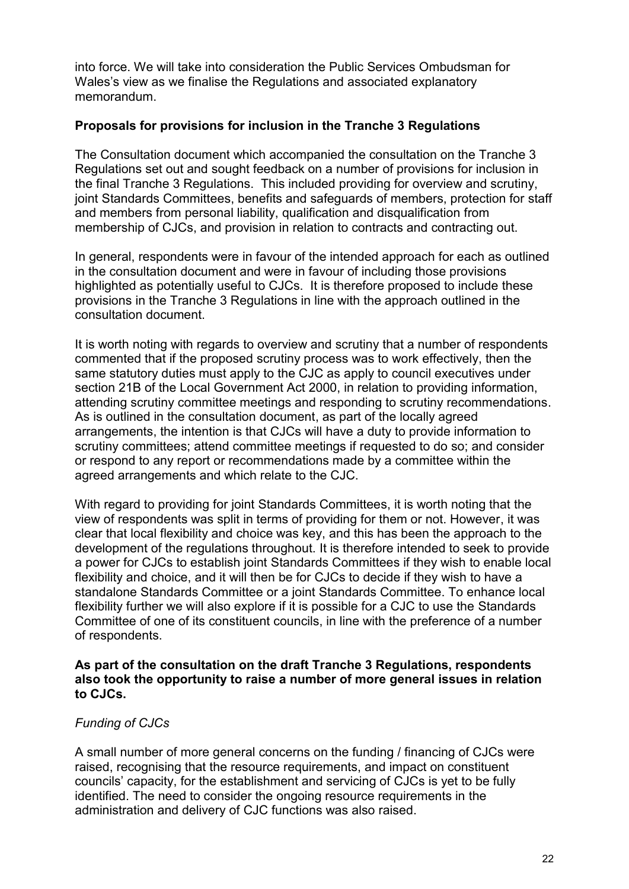into force. We will take into consideration the Public Services Ombudsman for Wales's view as we finalise the Regulations and associated explanatory memorandum.

**Proposals for provisions for inclusion in the Tranche 3 Regulations**

The Consultation document which accompanied the consultation on the Tranche 3 Regulations set out and sought feedback on a number of provisions for inclusion in the final Tranche 3 Regulations. This included providing for overview and scrutiny, joint Standards Committees, benefits and safeguards of members, protection for staff and members from personal liability, qualification and disqualification from membership of CJCs, and provision in relation to contracts and contracting out.

In general, respondents were in favour of the intended approach for each as outlined in the consultation document and were in favour of including those provisions highlighted as potentially useful to CJCs. It is therefore proposed to include these provisions in the Tranche 3 Regulations in line with the approach outlined in the consultation document.

It is worth noting with regards to overview and scrutiny that a number of respondents commented that if the proposed scrutiny process was to work effectively, then the same statutory duties must apply to the CJC as apply to council executives under section 21B of the Local Government Act 2000, in relation to providing information, attending scrutiny committee meetings and responding to scrutiny recommendations. As is outlined in the consultation document, as part of the locally agreed arrangements, the intention is that CJCs will have a duty to provide information to scrutiny committees; attend committee meetings if requested to do so; and consider or respond to any report or recommendations made by a committee within the agreed arrangements and which relate to the CJC.

With regard to providing for joint Standards Committees, it is worth noting that the view of respondents was split in terms of providing for them or not. However, it was clear that local flexibility and choice was key, and this has been the approach to the development of the regulations throughout. It is therefore intended to seek to provide a power for CJCs to establish joint Standards Committees if they wish to enable local flexibility and choice, and it will then be for CJCs to decide if they wish to have a standalone Standards Committee or a joint Standards Committee. To enhance local flexibility further we will also explore if it is possible for a CJC to use the Standards Committee of one of its constituent councils, in line with the preference of a number of respondents.

**As part of the consultation on the draft Tranche 3 Regulations, respondents also took the opportunity to raise a number of more general issues in relation to CJCs.**

*Funding of CJCs*

A small number of more general concerns on the funding / financing of CJCs were raised, recognising that the resource requirements, and impact on constituent councils' capacity, for the establishment and servicing of CJCs is yet to be fully identified. The need to consider the ongoing resource requirements in the administration and delivery of CJC functions was also raised.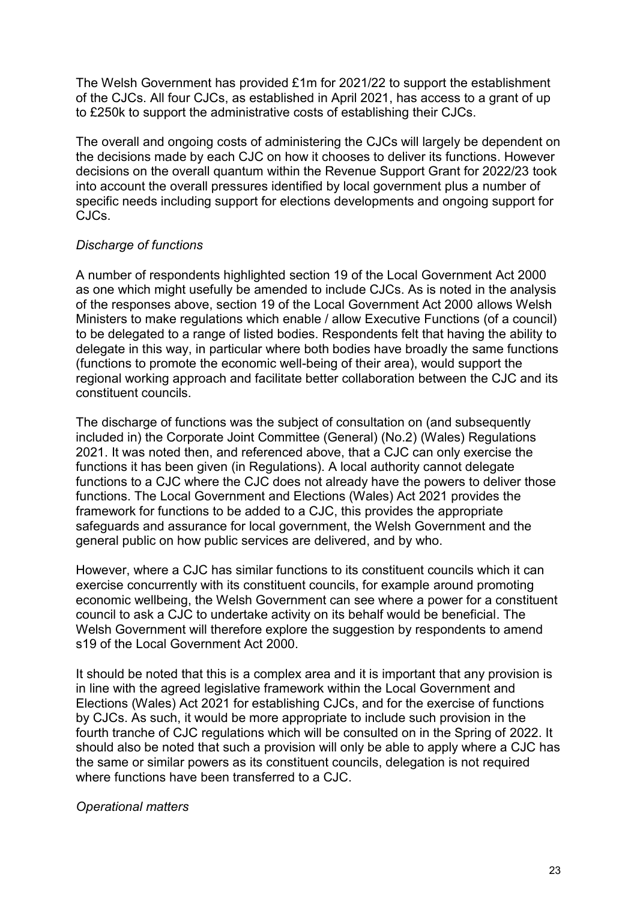The Welsh Government has provided £1m for 2021/22 to support the establishment of the CJCs. All four CJCs, as established in April 2021, has access to a grant of up to £250k to support the administrative costs of establishing their CJCs.

The overall and ongoing costs of administering the CJCs will largely be dependent on the decisions made by each CJC on how it chooses to deliver its functions. However decisions on the overall quantum within the Revenue Support Grant for 2022/23 took into account the overall pressures identified by local government plus a number of specific needs including support for elections developments and ongoing support for CJCs.

*Discharge of functions*

A number of respondents highlighted section 19 of the Local Government Act 2000 as one which might usefully be amended to include CJCs. As is noted in the analysis of the responses above, section 19 of the Local Government Act 2000 allows Welsh Ministers to make regulations which enable / allow Executive Functions (of a council) to be delegated to a range of listed bodies. Respondents felt that having the ability to delegate in this way, in particular where both bodies have broadly the same functions (functions to promote the economic well-being of their area), would support the regional working approach and facilitate better collaboration between the CJC and its constituent councils.

The discharge of functions was the subject of consultation on (and subsequently included in) the Corporate Joint Committee (General) (No.2) (Wales) Regulations 2021. It was noted then, and referenced above, that a CJC can only exercise the functions it has been given (in Regulations). A local authority cannot delegate functions to a CJC where the CJC does not already have the powers to deliver those functions. The Local Government and Elections (Wales) Act 2021 provides the framework for functions to be added to a CJC, this provides the appropriate safeguards and assurance for local government, the Welsh Government and the general public on how public services are delivered, and by who.

However, where a CJC has similar functions to its constituent councils which it can exercise concurrently with its constituent councils, for example around promoting economic wellbeing, the Welsh Government can see where a power for a constituent council to ask a CJC to undertake activity on its behalf would be beneficial. The Welsh Government will therefore explore the suggestion by respondents to amend s19 of the Local Government Act 2000.

It should be noted that this is a complex area and it is important that any provision is in line with the agreed legislative framework within the Local Government and Elections (Wales) Act 2021 for establishing CJCs, and for the exercise of functions by CJCs. As such, it would be more appropriate to include such provision in the fourth tranche of CJC regulations which will be consulted on in the Spring of 2022. It should also be noted that such a provision will only be able to apply where a CJC has the same or similar powers as its constituent councils, delegation is not required where functions have been transferred to a CJC.

*Operational matters*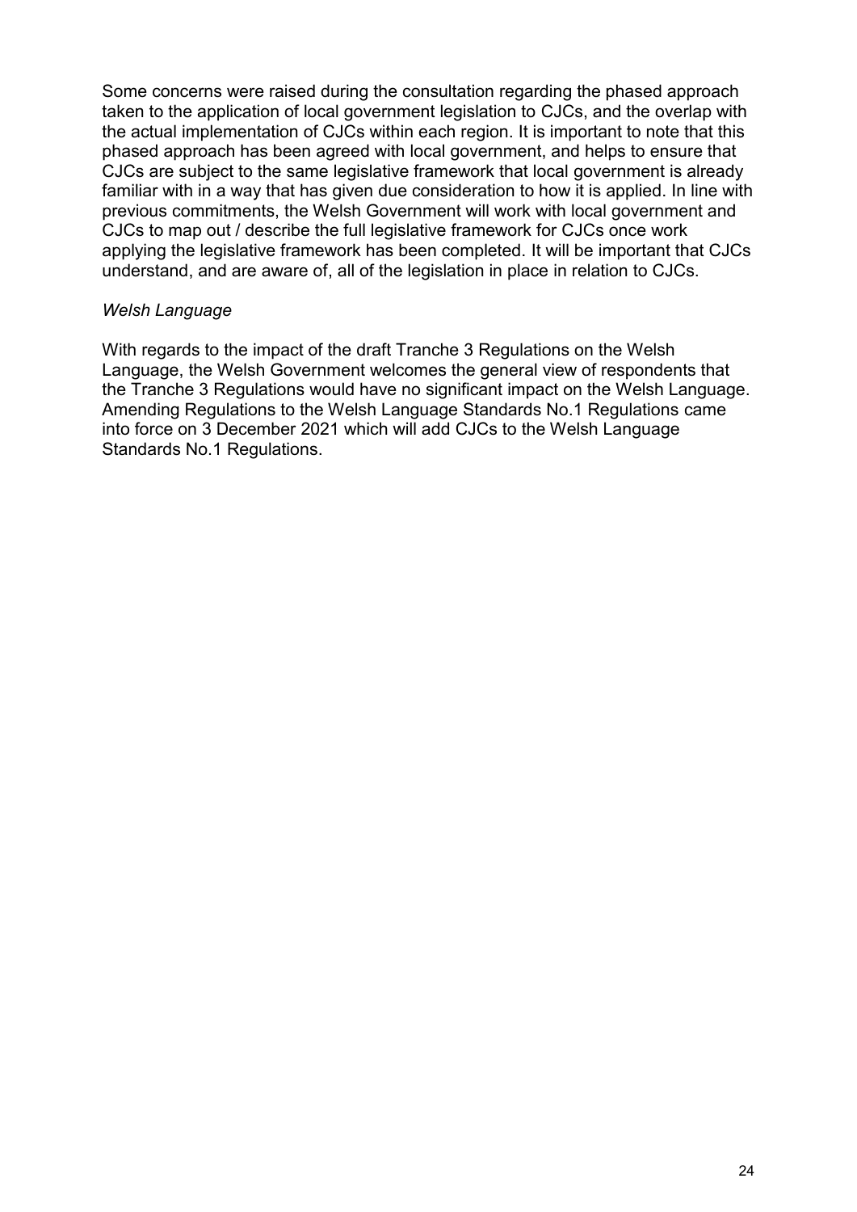Some concerns were raised during the consultation regarding the phased approach taken to the application of local government legislation to CJCs, and the overlap with the actual implementation of CJCs within each region. It is important to note that this phased approach has been agreed with local government, and helps to ensure that CJCs are subject to the same legislative framework that local government is already familiar with in a way that has given due consideration to how it is applied. In line with previous commitments, the Welsh Government will work with local government and CJCs to map out / describe the full legislative framework for CJCs once work applying the legislative framework has been completed. It will be important that CJCs understand, and are aware of, all of the legislation in place in relation to CJCs.

*Welsh Language*

With regards to the impact of the draft Tranche 3 Regulations on the Welsh Language, the Welsh Government welcomes the general view of respondents that the Tranche 3 Regulations would have no significant impact on the Welsh Language. Amending Regulations to the Welsh Language Standards No.1 Regulations came into force on 3 December 2021 which will add CJCs to the Welsh Language Standards No.1 Regulations.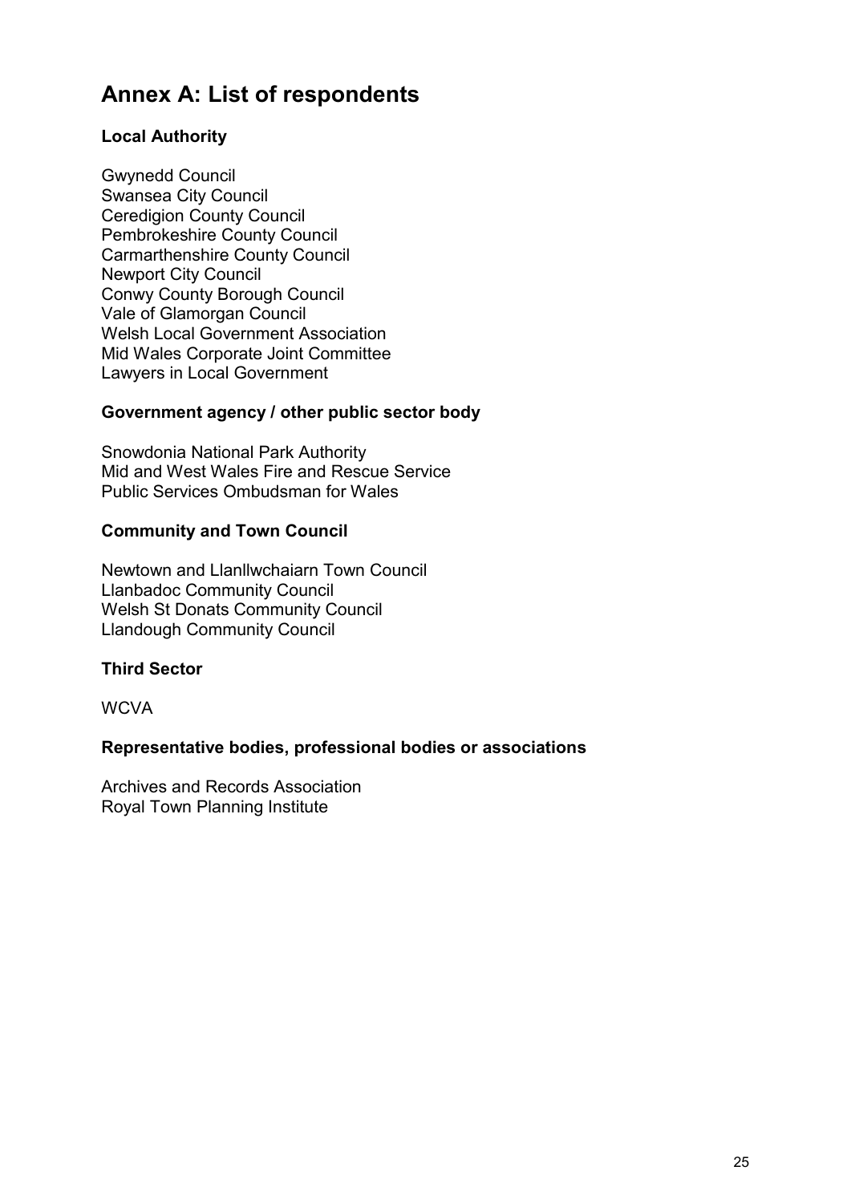# Annex A: List of respondents

**Local Authority**

Gwynedd Council
Swansea City Council
Ceredigion County Council
Pembrokeshire County Council
Carmarthenshire County Council
Newport City Council
Conwy County Borough Council
Vale of Glamorgan Council
Welsh Local Government Association
Mid Wales Corporate Joint Committee
Lawyers in Local Government

**Government agency / other public sector body**

Snowdonia National Park Authority
Mid and West Wales Fire and Rescue Service
Public Services Ombudsman for Wales

**Community and Town Council**

Newtown and Llanllwchaiarn Town Council
Llanbadoc Community Council
Welsh St Donats Community Council
Llandough Community Council

**Third Sector**

WCVA

**Representative bodies, professional bodies or associations**

Archives and Records Association
Royal Town Planning Institute